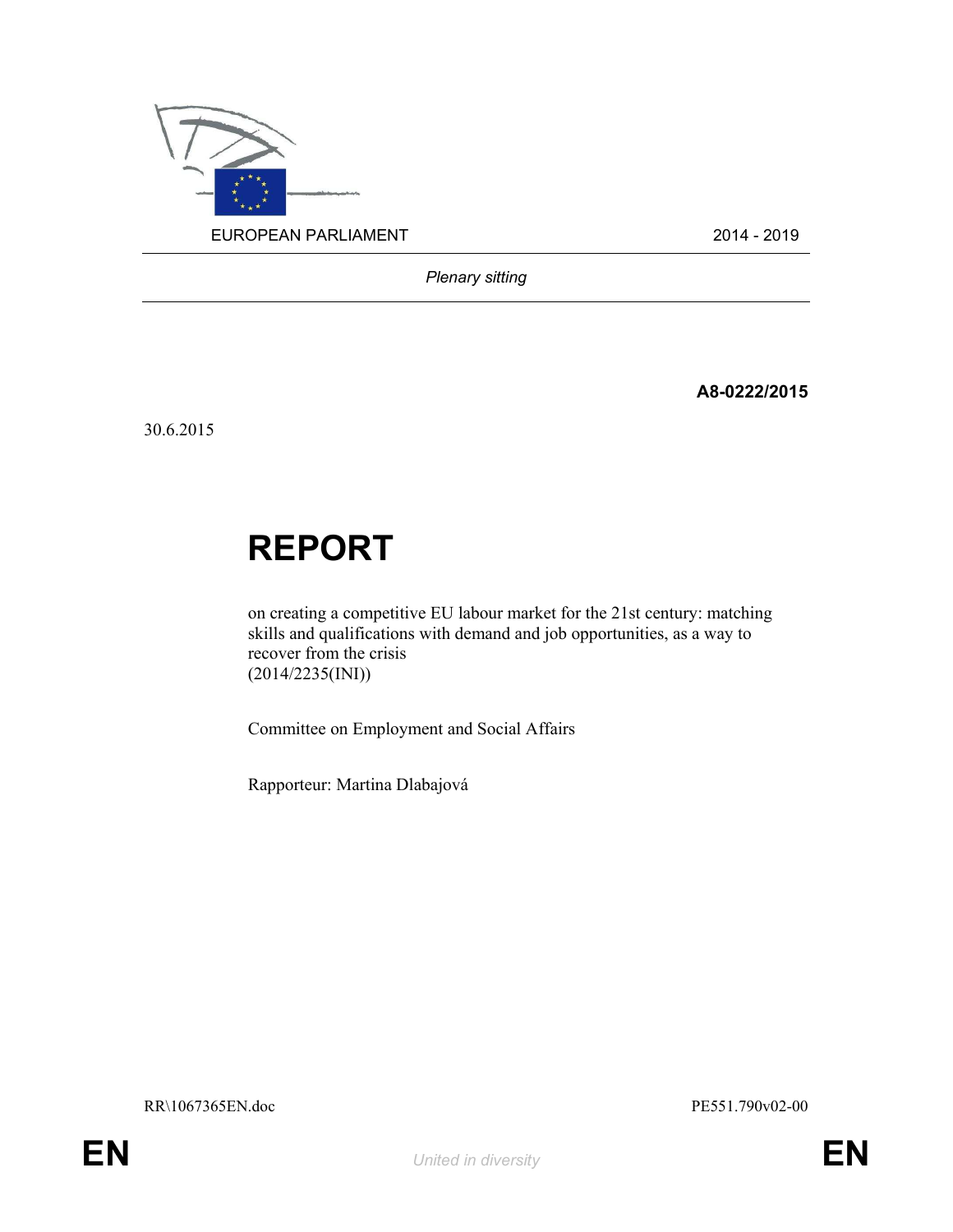EUROPEAN PARLIAMENT 2014 - 2019

*Plenary sitting*

**A8-0222/2015**

30.6.2015

# REPORT

on creating a competitive EU labour market for the 21st century: matching skills and qualifications with demand and job opportunities, as a way to recover from the crisis
(2014/2235(INI))

Committee on Employment and Social Affairs

Rapporteur: Martina Dlabajová

RR\1067365EN.doc PE551.790v02-00

EN *United in diversity* EN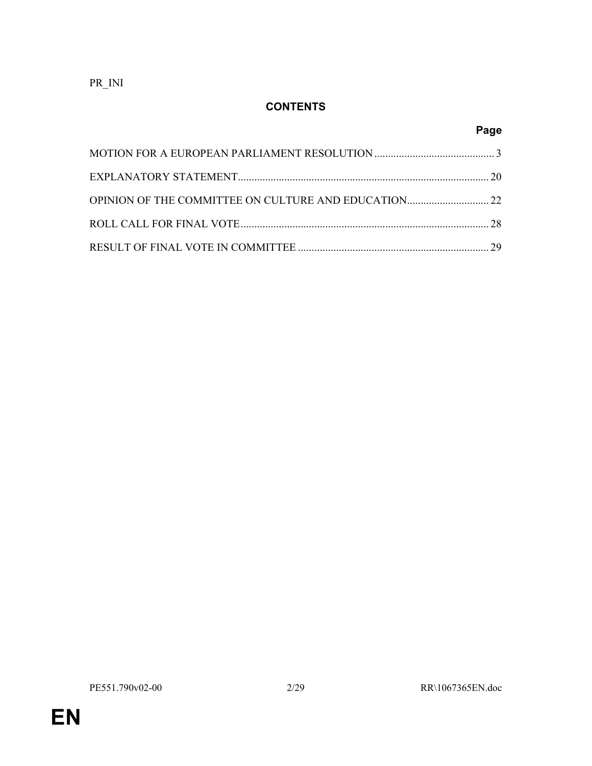PR_INI

## CONTENTS

| | Page |
|---|---|
| MOTION FOR A EUROPEAN PARLIAMENT RESOLUTION | 3 |
| EXPLANATORY STATEMENT | 20 |
| OPINION OF THE COMMITTEE ON CULTURE AND EDUCATION | 22 |
| ROLL CALL FOR FINAL VOTE | 28 |
| RESULT OF FINAL VOTE IN COMMITTEE | 29 |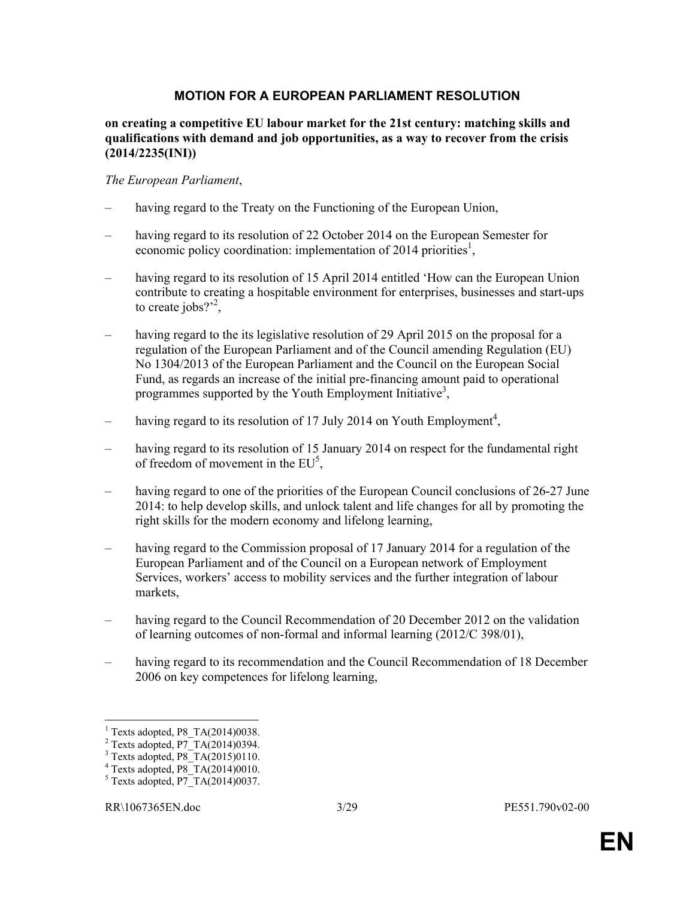## MOTION FOR A EUROPEAN PARLIAMENT RESOLUTION

**on creating a competitive EU labour market for the 21st century: matching skills and qualifications with demand and job opportunities, as a way to recover from the crisis (2014/2235(INI))**

*The European Parliament*,

– having regard to the Treaty on the Functioning of the European Union,

– having regard to its resolution of 22 October 2014 on the European Semester for economic policy coordination: implementation of 2014 priorities[1],

– having regard to its resolution of 15 April 2014 entitled 'How can the European Union contribute to creating a hospitable environment for enterprises, businesses and start-ups to create jobs?'[2],

– having regard to the its legislative resolution of 29 April 2015 on the proposal for a regulation of the European Parliament and of the Council amending Regulation (EU) No 1304/2013 of the European Parliament and the Council on the European Social Fund, as regards an increase of the initial pre-financing amount paid to operational programmes supported by the Youth Employment Initiative[3],

– having regard to its resolution of 17 July 2014 on Youth Employment[4],

– having regard to its resolution of 15 January 2014 on respect for the fundamental right of freedom of movement in the EU[5],

– having regard to one of the priorities of the European Council conclusions of 26-27 June 2014: to help develop skills, and unlock talent and life changes for all by promoting the right skills for the modern economy and lifelong learning,

– having regard to the Commission proposal of 17 January 2014 for a regulation of the European Parliament and of the Council on a European network of Employment Services, workers' access to mobility services and the further integration of labour markets,

– having regard to the Council Recommendation of 20 December 2012 on the validation of learning outcomes of non-formal and informal learning (2012/C 398/01),

– having regard to its recommendation and the Council Recommendation of 18 December 2006 on key competences for lifelong learning,

[1] Texts adopted, P8_TA(2014)0038.
[2] Texts adopted, P7_TA(2014)0394.
[3] Texts adopted, P8_TA(2015)0110.
[4] Texts adopted, P8_TA(2014)0010.
[5] Texts adopted, P7_TA(2014)0037.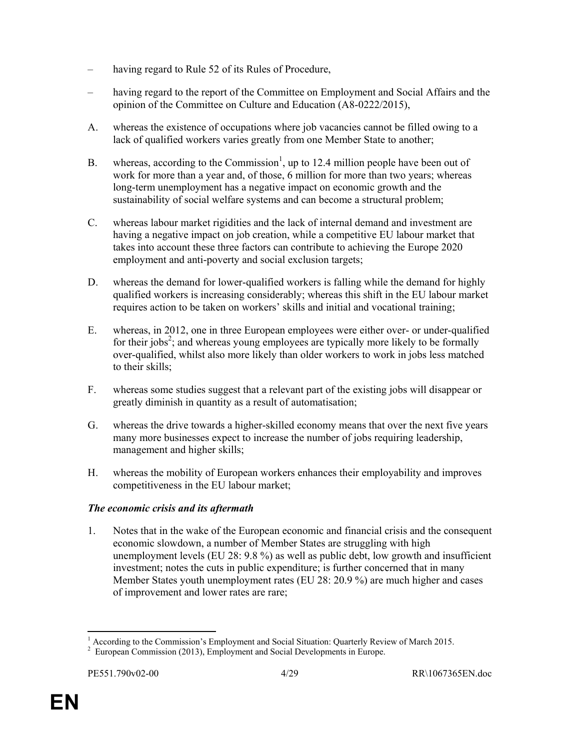– having regard to Rule 52 of its Rules of Procedure,

– having regard to the report of the Committee on Employment and Social Affairs and the opinion of the Committee on Culture and Education (A8-0222/2015),

A. whereas the existence of occupations where job vacancies cannot be filled owing to a lack of qualified workers varies greatly from one Member State to another;

B. whereas, according to the Commission[1], up to 12.4 million people have been out of work for more than a year and, of those, 6 million for more than two years; whereas long-term unemployment has a negative impact on economic growth and the sustainability of social welfare systems and can become a structural problem;

C. whereas labour market rigidities and the lack of internal demand and investment are having a negative impact on job creation, while a competitive EU labour market that takes into account these three factors can contribute to achieving the Europe 2020 employment and anti-poverty and social exclusion targets;

D. whereas the demand for lower-qualified workers is falling while the demand for highly qualified workers is increasing considerably; whereas this shift in the EU labour market requires action to be taken on workers' skills and initial and vocational training;

E. whereas, in 2012, one in three European employees were either over- or under-qualified for their jobs[2]; and whereas young employees are typically more likely to be formally over-qualified, whilst also more likely than older workers to work in jobs less matched to their skills;

F. whereas some studies suggest that a relevant part of the existing jobs will disappear or greatly diminish in quantity as a result of automatisation;

G. whereas the drive towards a higher-skilled economy means that over the next five years many more businesses expect to increase the number of jobs requiring leadership, management and higher skills;

H. whereas the mobility of European workers enhances their employability and improves competitiveness in the EU labour market;

***The economic crisis and its aftermath***

1. Notes that in the wake of the European economic and financial crisis and the consequent economic slowdown, a number of Member States are struggling with high unemployment levels (EU 28: 9.8 %) as well as public debt, low growth and insufficient investment; notes the cuts in public expenditure; is further concerned that in many Member States youth unemployment rates (EU 28: 20.9 %) are much higher and cases of improvement and lower rates are rare;

---

[1] According to the Commission's Employment and Social Situation: Quarterly Review of March 2015.

[2] European Commission (2013), Employment and Social Developments in Europe.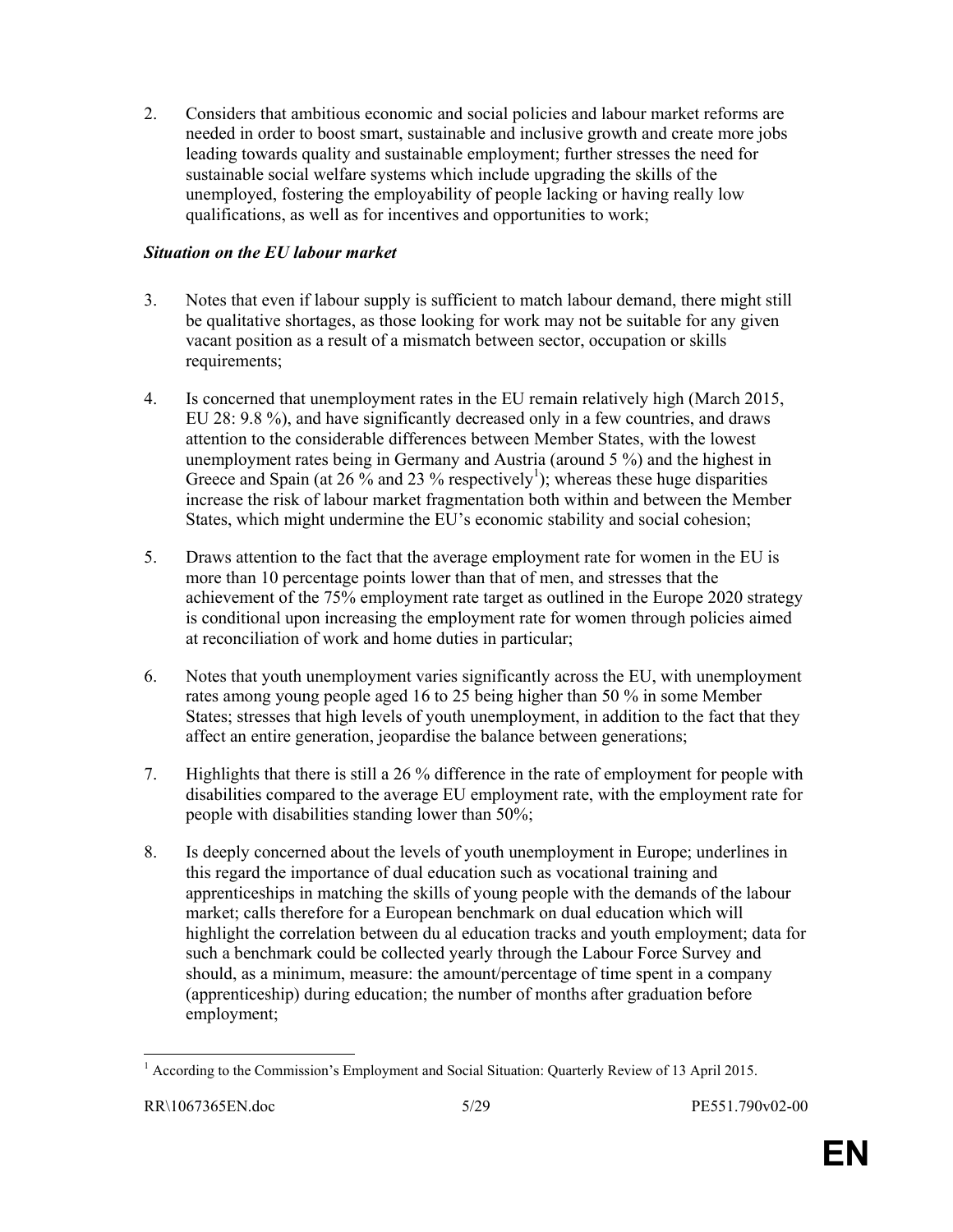2. Considers that ambitious economic and social policies and labour market reforms are needed in order to boost smart, sustainable and inclusive growth and create more jobs leading towards quality and sustainable employment; further stresses the need for sustainable social welfare systems which include upgrading the skills of the unemployed, fostering the employability of people lacking or having really low qualifications, as well as for incentives and opportunities to work;

***Situation on the EU labour market***

3. Notes that even if labour supply is sufficient to match labour demand, there might still be qualitative shortages, as those looking for work may not be suitable for any given vacant position as a result of a mismatch between sector, occupation or skills requirements;

4. Is concerned that unemployment rates in the EU remain relatively high (March 2015, EU 28: 9.8 %), and have significantly decreased only in a few countries, and draws attention to the considerable differences between Member States, with the lowest unemployment rates being in Germany and Austria (around 5 %) and the highest in Greece and Spain (at 26 % and 23 % respectively[1]); whereas these huge disparities increase the risk of labour market fragmentation both within and between the Member States, which might undermine the EU's economic stability and social cohesion;

5. Draws attention to the fact that the average employment rate for women in the EU is more than 10 percentage points lower than that of men, and stresses that the achievement of the 75% employment rate target as outlined in the Europe 2020 strategy is conditional upon increasing the employment rate for women through policies aimed at reconciliation of work and home duties in particular;

6. Notes that youth unemployment varies significantly across the EU, with unemployment rates among young people aged 16 to 25 being higher than 50 % in some Member States; stresses that high levels of youth unemployment, in addition to the fact that they affect an entire generation, jeopardise the balance between generations;

7. Highlights that there is still a 26 % difference in the rate of employment for people with disabilities compared to the average EU employment rate, with the employment rate for people with disabilities standing lower than 50%;

8. Is deeply concerned about the levels of youth unemployment in Europe; underlines in this regard the importance of dual education such as vocational training and apprenticeships in matching the skills of young people with the demands of the labour market; calls therefore for a European benchmark on dual education which will highlight the correlation between du al education tracks and youth employment; data for such a benchmark could be collected yearly through the Labour Force Survey and should, as a minimum, measure: the amount/percentage of time spent in a company (apprenticeship) during education; the number of months after graduation before employment;

[1] According to the Commission's Employment and Social Situation: Quarterly Review of 13 April 2015.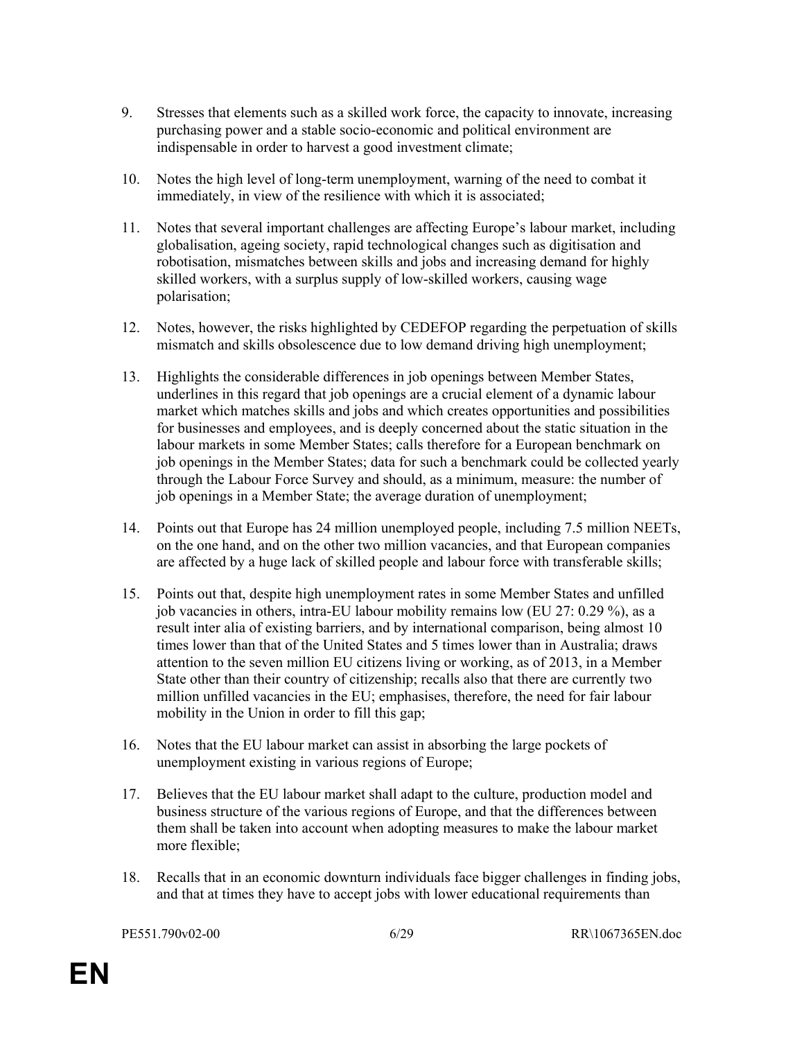9. Stresses that elements such as a skilled work force, the capacity to innovate, increasing purchasing power and a stable socio-economic and political environment are indispensable in order to harvest a good investment climate;

10. Notes the high level of long-term unemployment, warning of the need to combat it immediately, in view of the resilience with which it is associated;

11. Notes that several important challenges are affecting Europe's labour market, including globalisation, ageing society, rapid technological changes such as digitisation and robotisation, mismatches between skills and jobs and increasing demand for highly skilled workers, with a surplus supply of low-skilled workers, causing wage polarisation;

12. Notes, however, the risks highlighted by CEDEFOP regarding the perpetuation of skills mismatch and skills obsolescence due to low demand driving high unemployment;

13. Highlights the considerable differences in job openings between Member States, underlines in this regard that job openings are a crucial element of a dynamic labour market which matches skills and jobs and which creates opportunities and possibilities for businesses and employees, and is deeply concerned about the static situation in the labour markets in some Member States; calls therefore for a European benchmark on job openings in the Member States; data for such a benchmark could be collected yearly through the Labour Force Survey and should, as a minimum, measure: the number of job openings in a Member State; the average duration of unemployment;

14. Points out that Europe has 24 million unemployed people, including 7.5 million NEETs, on the one hand, and on the other two million vacancies, and that European companies are affected by a huge lack of skilled people and labour force with transferable skills;

15. Points out that, despite high unemployment rates in some Member States and unfilled job vacancies in others, intra-EU labour mobility remains low (EU 27: 0.29 %), as a result inter alia of existing barriers, and by international comparison, being almost 10 times lower than that of the United States and 5 times lower than in Australia; draws attention to the seven million EU citizens living or working, as of 2013, in a Member State other than their country of citizenship; recalls also that there are currently two million unfilled vacancies in the EU; emphasises, therefore, the need for fair labour mobility in the Union in order to fill this gap;

16. Notes that the EU labour market can assist in absorbing the large pockets of unemployment existing in various regions of Europe;

17. Believes that the EU labour market shall adapt to the culture, production model and business structure of the various regions of Europe, and that the differences between them shall be taken into account when adopting measures to make the labour market more flexible;

18. Recalls that in an economic downturn individuals face bigger challenges in finding jobs, and that at times they have to accept jobs with lower educational requirements than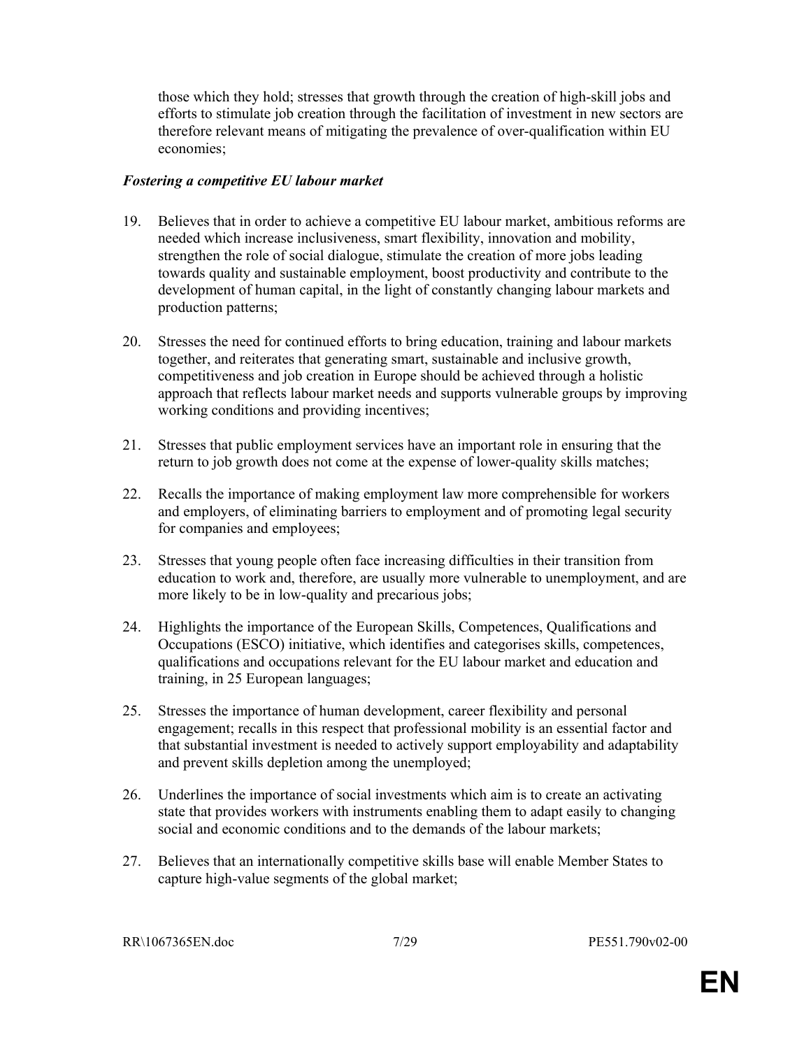those which they hold; stresses that growth through the creation of high-skill jobs and efforts to stimulate job creation through the facilitation of investment in new sectors are therefore relevant means of mitigating the prevalence of over-qualification within EU economies;

***Fostering a competitive EU labour market***

19. Believes that in order to achieve a competitive EU labour market, ambitious reforms are needed which increase inclusiveness, smart flexibility, innovation and mobility, strengthen the role of social dialogue, stimulate the creation of more jobs leading towards quality and sustainable employment, boost productivity and contribute to the development of human capital, in the light of constantly changing labour markets and production patterns;

20. Stresses the need for continued efforts to bring education, training and labour markets together, and reiterates that generating smart, sustainable and inclusive growth, competitiveness and job creation in Europe should be achieved through a holistic approach that reflects labour market needs and supports vulnerable groups by improving working conditions and providing incentives;

21. Stresses that public employment services have an important role in ensuring that the return to job growth does not come at the expense of lower-quality skills matches;

22. Recalls the importance of making employment law more comprehensible for workers and employers, of eliminating barriers to employment and of promoting legal security for companies and employees;

23. Stresses that young people often face increasing difficulties in their transition from education to work and, therefore, are usually more vulnerable to unemployment, and are more likely to be in low-quality and precarious jobs;

24. Highlights the importance of the European Skills, Competences, Qualifications and Occupations (ESCO) initiative, which identifies and categorises skills, competences, qualifications and occupations relevant for the EU labour market and education and training, in 25 European languages;

25. Stresses the importance of human development, career flexibility and personal engagement; recalls in this respect that professional mobility is an essential factor and that substantial investment is needed to actively support employability and adaptability and prevent skills depletion among the unemployed;

26. Underlines the importance of social investments which aim is to create an activating state that provides workers with instruments enabling them to adapt easily to changing social and economic conditions and to the demands of the labour markets;

27. Believes that an internationally competitive skills base will enable Member States to capture high-value segments of the global market;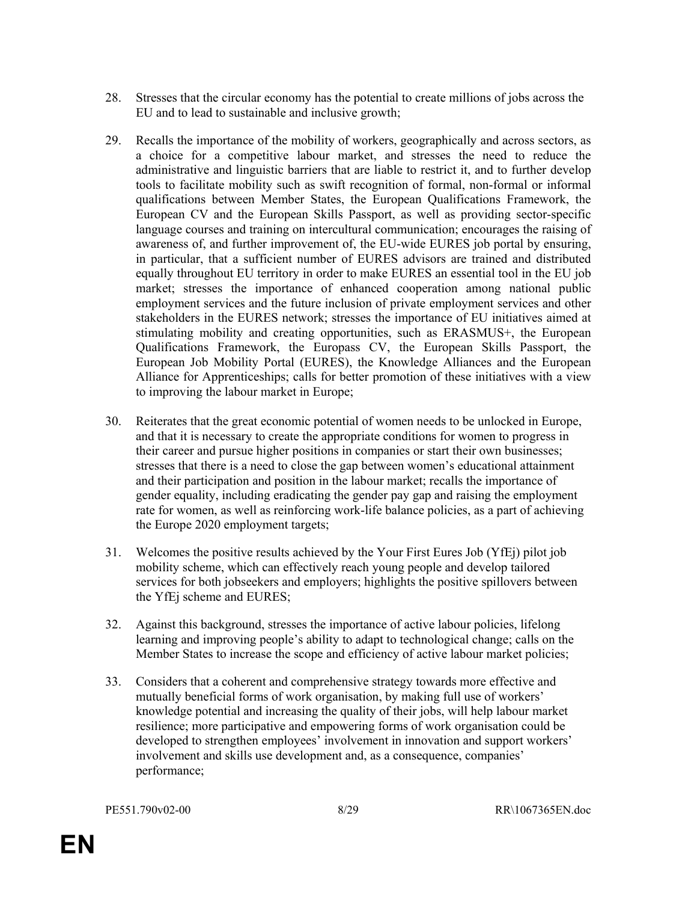28. Stresses that the circular economy has the potential to create millions of jobs across the EU and to lead to sustainable and inclusive growth;

29. Recalls the importance of the mobility of workers, geographically and across sectors, as a choice for a competitive labour market, and stresses the need to reduce the administrative and linguistic barriers that are liable to restrict it, and to further develop tools to facilitate mobility such as swift recognition of formal, non-formal or informal qualifications between Member States, the European Qualifications Framework, the European CV and the European Skills Passport, as well as providing sector-specific language courses and training on intercultural communication; encourages the raising of awareness of, and further improvement of, the EU-wide EURES job portal by ensuring, in particular, that a sufficient number of EURES advisors are trained and distributed equally throughout EU territory in order to make EURES an essential tool in the EU job market; stresses the importance of enhanced cooperation among national public employment services and the future inclusion of private employment services and other stakeholders in the EURES network; stresses the importance of EU initiatives aimed at stimulating mobility and creating opportunities, such as ERASMUS+, the European Qualifications Framework, the Europass CV, the European Skills Passport, the European Job Mobility Portal (EURES), the Knowledge Alliances and the European Alliance for Apprenticeships; calls for better promotion of these initiatives with a view to improving the labour market in Europe;

30. Reiterates that the great economic potential of women needs to be unlocked in Europe, and that it is necessary to create the appropriate conditions for women to progress in their career and pursue higher positions in companies or start their own businesses; stresses that there is a need to close the gap between women's educational attainment and their participation and position in the labour market; recalls the importance of gender equality, including eradicating the gender pay gap and raising the employment rate for women, as well as reinforcing work-life balance policies, as a part of achieving the Europe 2020 employment targets;

31. Welcomes the positive results achieved by the Your First Eures Job (YfEj) pilot job mobility scheme, which can effectively reach young people and develop tailored services for both jobseekers and employers; highlights the positive spillovers between the YfEj scheme and EURES;

32. Against this background, stresses the importance of active labour policies, lifelong learning and improving people's ability to adapt to technological change; calls on the Member States to increase the scope and efficiency of active labour market policies;

33. Considers that a coherent and comprehensive strategy towards more effective and mutually beneficial forms of work organisation, by making full use of workers' knowledge potential and increasing the quality of their jobs, will help labour market resilience; more participative and empowering forms of work organisation could be developed to strengthen employees' involvement in innovation and support workers' involvement and skills use development and, as a consequence, companies' performance;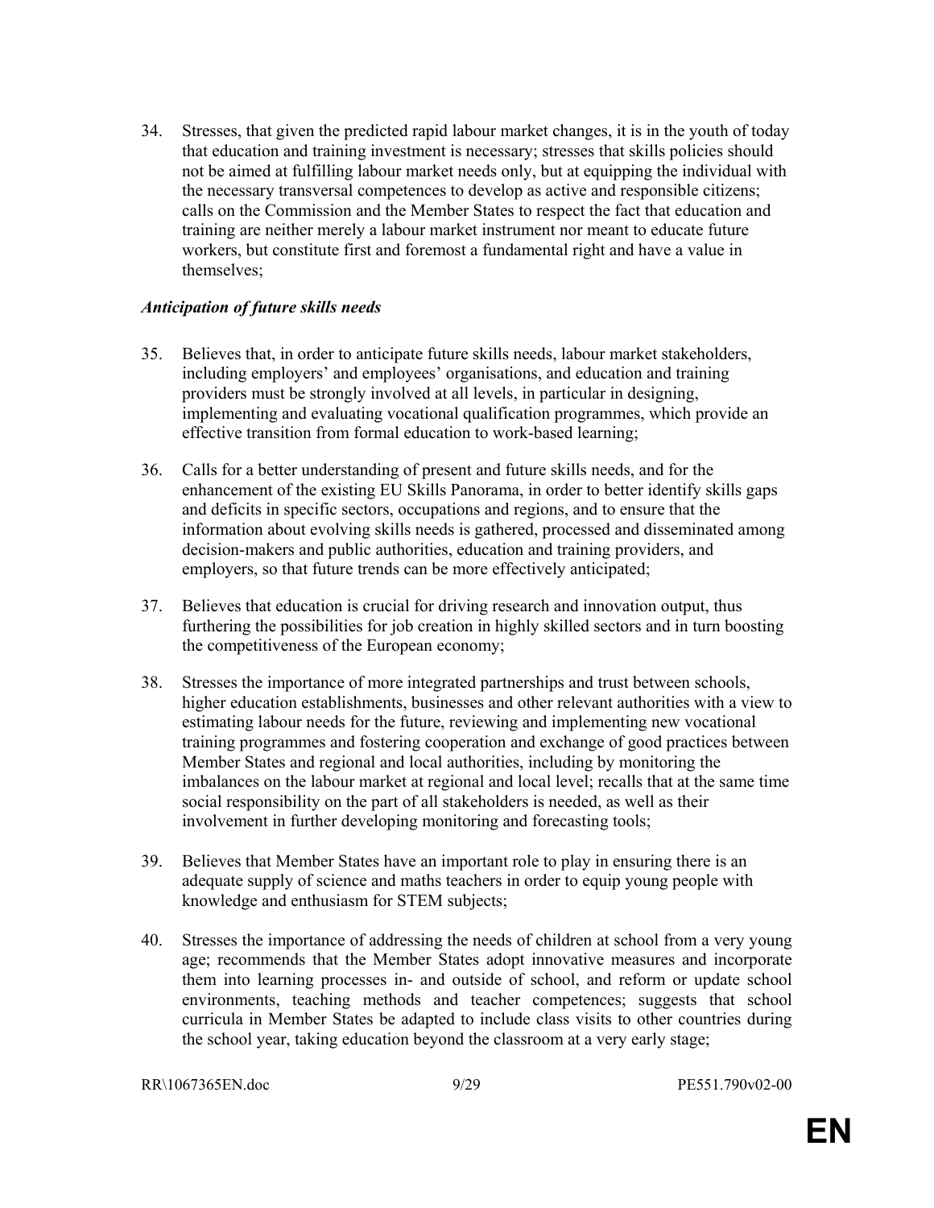34. Stresses, that given the predicted rapid labour market changes, it is in the youth of today that education and training investment is necessary; stresses that skills policies should not be aimed at fulfilling labour market needs only, but at equipping the individual with the necessary transversal competences to develop as active and responsible citizens; calls on the Commission and the Member States to respect the fact that education and training are neither merely a labour market instrument nor meant to educate future workers, but constitute first and foremost a fundamental right and have a value in themselves;

***Anticipation of future skills needs***

35. Believes that, in order to anticipate future skills needs, labour market stakeholders, including employers' and employees' organisations, and education and training providers must be strongly involved at all levels, in particular in designing, implementing and evaluating vocational qualification programmes, which provide an effective transition from formal education to work-based learning;

36. Calls for a better understanding of present and future skills needs, and for the enhancement of the existing EU Skills Panorama, in order to better identify skills gaps and deficits in specific sectors, occupations and regions, and to ensure that the information about evolving skills needs is gathered, processed and disseminated among decision-makers and public authorities, education and training providers, and employers, so that future trends can be more effectively anticipated;

37. Believes that education is crucial for driving research and innovation output, thus furthering the possibilities for job creation in highly skilled sectors and in turn boosting the competitiveness of the European economy;

38. Stresses the importance of more integrated partnerships and trust between schools, higher education establishments, businesses and other relevant authorities with a view to estimating labour needs for the future, reviewing and implementing new vocational training programmes and fostering cooperation and exchange of good practices between Member States and regional and local authorities, including by monitoring the imbalances on the labour market at regional and local level; recalls that at the same time social responsibility on the part of all stakeholders is needed, as well as their involvement in further developing monitoring and forecasting tools;

39. Believes that Member States have an important role to play in ensuring there is an adequate supply of science and maths teachers in order to equip young people with knowledge and enthusiasm for STEM subjects;

40. Stresses the importance of addressing the needs of children at school from a very young age; recommends that the Member States adopt innovative measures and incorporate them into learning processes in- and outside of school, and reform or update school environments, teaching methods and teacher competences; suggests that school curricula in Member States be adapted to include class visits to other countries during the school year, taking education beyond the classroom at a very early stage;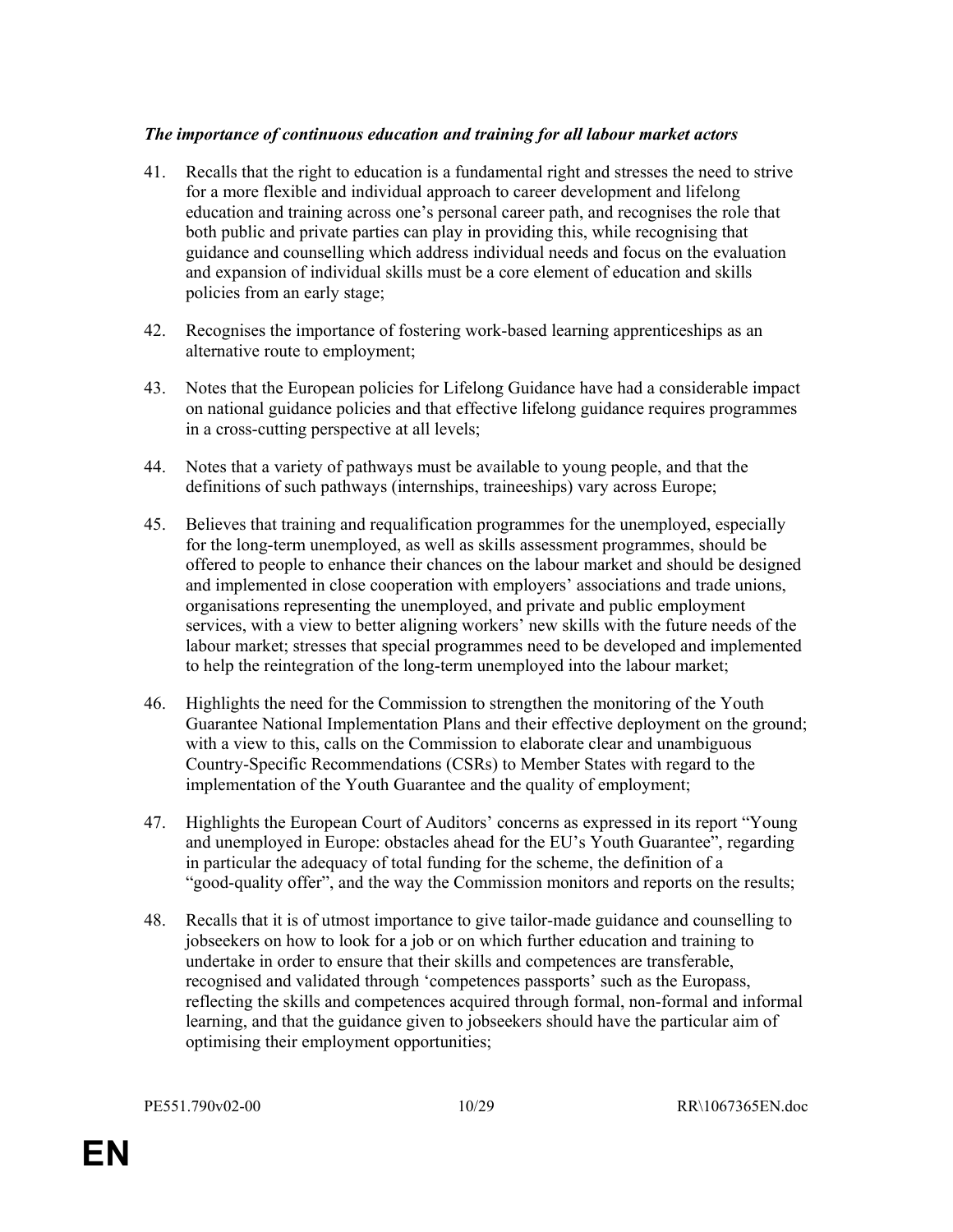*The importance of continuous education and training for all labour market actors*

41. Recalls that the right to education is a fundamental right and stresses the need to strive for a more flexible and individual approach to career development and lifelong education and training across one's personal career path, and recognises the role that both public and private parties can play in providing this, while recognising that guidance and counselling which address individual needs and focus on the evaluation and expansion of individual skills must be a core element of education and skills policies from an early stage;

42. Recognises the importance of fostering work-based learning apprenticeships as an alternative route to employment;

43. Notes that the European policies for Lifelong Guidance have had a considerable impact on national guidance policies and that effective lifelong guidance requires programmes in a cross-cutting perspective at all levels;

44. Notes that a variety of pathways must be available to young people, and that the definitions of such pathways (internships, traineeships) vary across Europe;

45. Believes that training and requalification programmes for the unemployed, especially for the long-term unemployed, as well as skills assessment programmes, should be offered to people to enhance their chances on the labour market and should be designed and implemented in close cooperation with employers' associations and trade unions, organisations representing the unemployed, and private and public employment services, with a view to better aligning workers' new skills with the future needs of the labour market; stresses that special programmes need to be developed and implemented to help the reintegration of the long-term unemployed into the labour market;

46. Highlights the need for the Commission to strengthen the monitoring of the Youth Guarantee National Implementation Plans and their effective deployment on the ground; with a view to this, calls on the Commission to elaborate clear and unambiguous Country-Specific Recommendations (CSRs) to Member States with regard to the implementation of the Youth Guarantee and the quality of employment;

47. Highlights the European Court of Auditors' concerns as expressed in its report "Young and unemployed in Europe: obstacles ahead for the EU's Youth Guarantee", regarding in particular the adequacy of total funding for the scheme, the definition of a "good-quality offer", and the way the Commission monitors and reports on the results;

48. Recalls that it is of utmost importance to give tailor-made guidance and counselling to jobseekers on how to look for a job or on which further education and training to undertake in order to ensure that their skills and competences are transferable, recognised and validated through 'competences passports' such as the Europass, reflecting the skills and competences acquired through formal, non-formal and informal learning, and that the guidance given to jobseekers should have the particular aim of optimising their employment opportunities;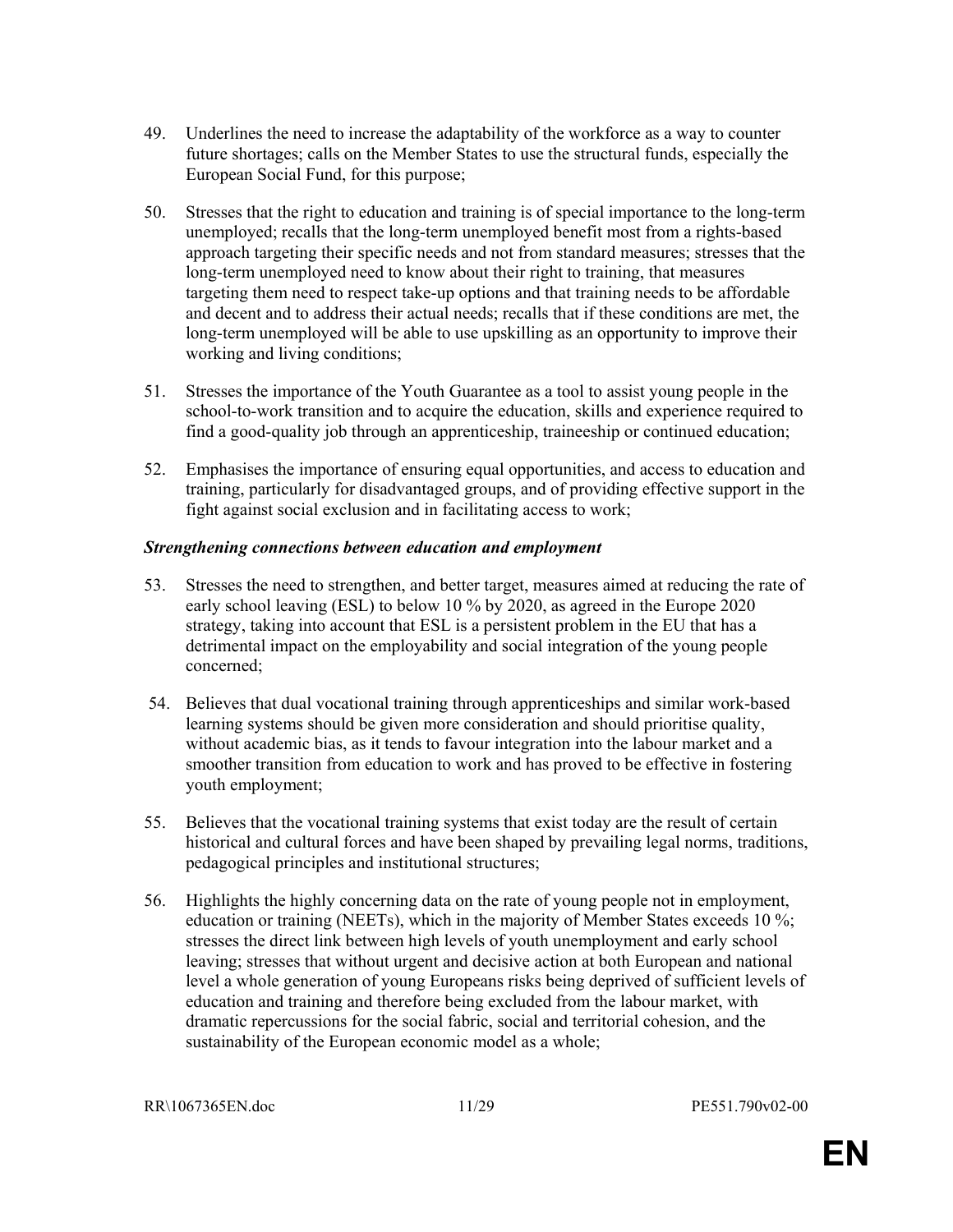49. Underlines the need to increase the adaptability of the workforce as a way to counter future shortages; calls on the Member States to use the structural funds, especially the European Social Fund, for this purpose;

50. Stresses that the right to education and training is of special importance to the long-term unemployed; recalls that the long-term unemployed benefit most from a rights-based approach targeting their specific needs and not from standard measures; stresses that the long-term unemployed need to know about their right to training, that measures targeting them need to respect take-up options and that training needs to be affordable and decent and to address their actual needs; recalls that if these conditions are met, the long-term unemployed will be able to use upskilling as an opportunity to improve their working and living conditions;

51. Stresses the importance of the Youth Guarantee as a tool to assist young people in the school-to-work transition and to acquire the education, skills and experience required to find a good-quality job through an apprenticeship, traineeship or continued education;

52. Emphasises the importance of ensuring equal opportunities, and access to education and training, particularly for disadvantaged groups, and of providing effective support in the fight against social exclusion and in facilitating access to work;

***Strengthening connections between education and employment***

53. Stresses the need to strengthen, and better target, measures aimed at reducing the rate of early school leaving (ESL) to below 10 % by 2020, as agreed in the Europe 2020 strategy, taking into account that ESL is a persistent problem in the EU that has a detrimental impact on the employability and social integration of the young people concerned;

54. Believes that dual vocational training through apprenticeships and similar work-based learning systems should be given more consideration and should prioritise quality, without academic bias, as it tends to favour integration into the labour market and a smoother transition from education to work and has proved to be effective in fostering youth employment;

55. Believes that the vocational training systems that exist today are the result of certain historical and cultural forces and have been shaped by prevailing legal norms, traditions, pedagogical principles and institutional structures;

56. Highlights the highly concerning data on the rate of young people not in employment, education or training (NEETs), which in the majority of Member States exceeds 10 %; stresses the direct link between high levels of youth unemployment and early school leaving; stresses that without urgent and decisive action at both European and national level a whole generation of young Europeans risks being deprived of sufficient levels of education and training and therefore being excluded from the labour market, with dramatic repercussions for the social fabric, social and territorial cohesion, and the sustainability of the European economic model as a whole;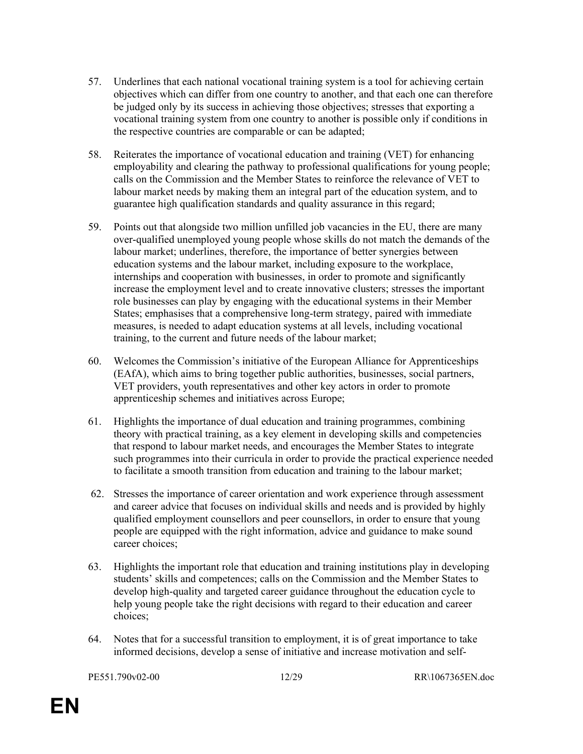57. Underlines that each national vocational training system is a tool for achieving certain objectives which can differ from one country to another, and that each one can therefore be judged only by its success in achieving those objectives; stresses that exporting a vocational training system from one country to another is possible only if conditions in the respective countries are comparable or can be adapted;

58. Reiterates the importance of vocational education and training (VET) for enhancing employability and clearing the pathway to professional qualifications for young people; calls on the Commission and the Member States to reinforce the relevance of VET to labour market needs by making them an integral part of the education system, and to guarantee high qualification standards and quality assurance in this regard;

59. Points out that alongside two million unfilled job vacancies in the EU, there are many over-qualified unemployed young people whose skills do not match the demands of the labour market; underlines, therefore, the importance of better synergies between education systems and the labour market, including exposure to the workplace, internships and cooperation with businesses, in order to promote and significantly increase the employment level and to create innovative clusters; stresses the important role businesses can play by engaging with the educational systems in their Member States; emphasises that a comprehensive long-term strategy, paired with immediate measures, is needed to adapt education systems at all levels, including vocational training, to the current and future needs of the labour market;

60. Welcomes the Commission's initiative of the European Alliance for Apprenticeships (EAfA), which aims to bring together public authorities, businesses, social partners, VET providers, youth representatives and other key actors in order to promote apprenticeship schemes and initiatives across Europe;

61. Highlights the importance of dual education and training programmes, combining theory with practical training, as a key element in developing skills and competencies that respond to labour market needs, and encourages the Member States to integrate such programmes into their curricula in order to provide the practical experience needed to facilitate a smooth transition from education and training to the labour market;

62. Stresses the importance of career orientation and work experience through assessment and career advice that focuses on individual skills and needs and is provided by highly qualified employment counsellors and peer counsellors, in order to ensure that young people are equipped with the right information, advice and guidance to make sound career choices;

63. Highlights the important role that education and training institutions play in developing students' skills and competences; calls on the Commission and the Member States to develop high-quality and targeted career guidance throughout the education cycle to help young people take the right decisions with regard to their education and career choices;

64. Notes that for a successful transition to employment, it is of great importance to take informed decisions, develop a sense of initiative and increase motivation and self-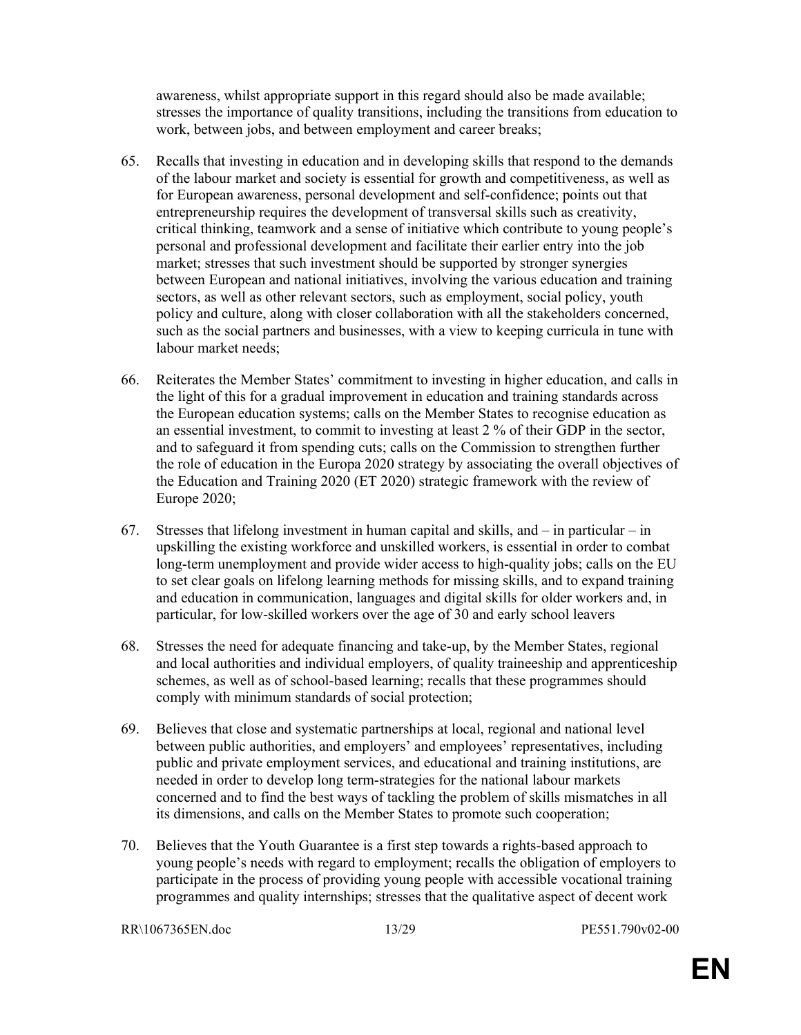awareness, whilst appropriate support in this regard should also be made available; stresses the importance of quality transitions, including the transitions from education to work, between jobs, and between employment and career breaks;

65. Recalls that investing in education and in developing skills that respond to the demands of the labour market and society is essential for growth and competitiveness, as well as for European awareness, personal development and self-confidence; points out that entrepreneurship requires the development of transversal skills such as creativity, critical thinking, teamwork and a sense of initiative which contribute to young people's personal and professional development and facilitate their earlier entry into the job market; stresses that such investment should be supported by stronger synergies between European and national initiatives, involving the various education and training sectors, as well as other relevant sectors, such as employment, social policy, youth policy and culture, along with closer collaboration with all the stakeholders concerned, such as the social partners and businesses, with a view to keeping curricula in tune with labour market needs;

66. Reiterates the Member States' commitment to investing in higher education, and calls in the light of this for a gradual improvement in education and training standards across the European education systems; calls on the Member States to recognise education as an essential investment, to commit to investing at least 2 % of their GDP in the sector, and to safeguard it from spending cuts; calls on the Commission to strengthen further the role of education in the Europa 2020 strategy by associating the overall objectives of the Education and Training 2020 (ET 2020) strategic framework with the review of Europe 2020;

67. Stresses that lifelong investment in human capital and skills, and – in particular – in upskilling the existing workforce and unskilled workers, is essential in order to combat long-term unemployment and provide wider access to high-quality jobs; calls on the EU to set clear goals on lifelong learning methods for missing skills, and to expand training and education in communication, languages and digital skills for older workers and, in particular, for low-skilled workers over the age of 30 and early school leavers

68. Stresses the need for adequate financing and take-up, by the Member States, regional and local authorities and individual employers, of quality traineeship and apprenticeship schemes, as well as of school-based learning; recalls that these programmes should comply with minimum standards of social protection;

69. Believes that close and systematic partnerships at local, regional and national level between public authorities, and employers' and employees' representatives, including public and private employment services, and educational and training institutions, are needed in order to develop long term-strategies for the national labour markets concerned and to find the best ways of tackling the problem of skills mismatches in all its dimensions, and calls on the Member States to promote such cooperation;

70. Believes that the Youth Guarantee is a first step towards a rights-based approach to young people's needs with regard to employment; recalls the obligation of employers to participate in the process of providing young people with accessible vocational training programmes and quality internships; stresses that the qualitative aspect of decent work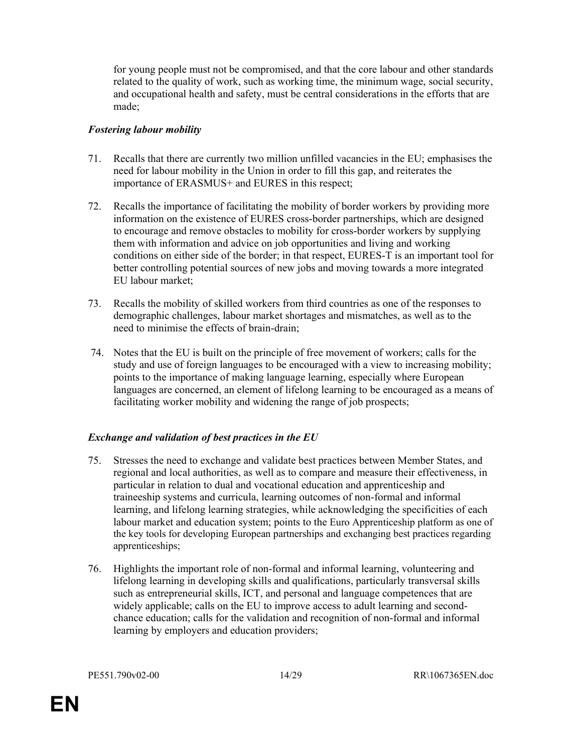for young people must not be compromised, and that the core labour and other standards related to the quality of work, such as working time, the minimum wage, social security, and occupational health and safety, must be central considerations in the efforts that are made;

### *Fostering labour mobility*

71. Recalls that there are currently two million unfilled vacancies in the EU; emphasises the need for labour mobility in the Union in order to fill this gap, and reiterates the importance of ERASMUS+ and EURES in this respect;

72. Recalls the importance of facilitating the mobility of border workers by providing more information on the existence of EURES cross-border partnerships, which are designed to encourage and remove obstacles to mobility for cross-border workers by supplying them with information and advice on job opportunities and living and working conditions on either side of the border; in that respect, EURES-T is an important tool for better controlling potential sources of new jobs and moving towards a more integrated EU labour market;

73. Recalls the mobility of skilled workers from third countries as one of the responses to demographic challenges, labour market shortages and mismatches, as well as to the need to minimise the effects of brain-drain;

74. Notes that the EU is built on the principle of free movement of workers; calls for the study and use of foreign languages to be encouraged with a view to increasing mobility; points to the importance of making language learning, especially where European languages are concerned, an element of lifelong learning to be encouraged as a means of facilitating worker mobility and widening the range of job prospects;

### *Exchange and validation of best practices in the EU*

75. Stresses the need to exchange and validate best practices between Member States, and regional and local authorities, as well as to compare and measure their effectiveness, in particular in relation to dual and vocational education and apprenticeship and traineeship systems and curricula, learning outcomes of non-formal and informal learning, and lifelong learning strategies, while acknowledging the specificities of each labour market and education system; points to the Euro Apprenticeship platform as one of the key tools for developing European partnerships and exchanging best practices regarding apprenticeships;

76. Highlights the important role of non-formal and informal learning, volunteering and lifelong learning in developing skills and qualifications, particularly transversal skills such as entrepreneurial skills, ICT, and personal and language competences that are widely applicable; calls on the EU to improve access to adult learning and second-chance education; calls for the validation and recognition of non-formal and informal learning by employers and education providers;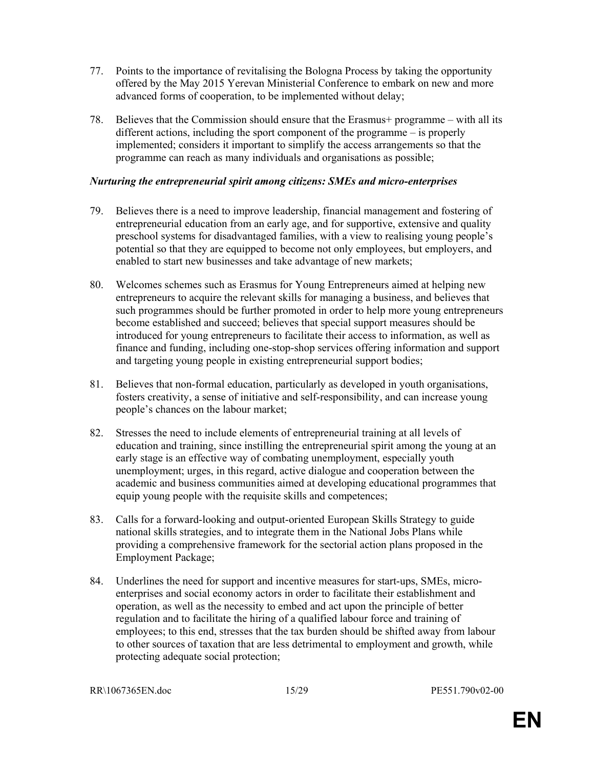77. Points to the importance of revitalising the Bologna Process by taking the opportunity offered by the May 2015 Yerevan Ministerial Conference to embark on new and more advanced forms of cooperation, to be implemented without delay;

78. Believes that the Commission should ensure that the Erasmus+ programme – with all its different actions, including the sport component of the programme – is properly implemented; considers it important to simplify the access arrangements so that the programme can reach as many individuals and organisations as possible;

***Nurturing the entrepreneurial spirit among citizens: SMEs and micro-enterprises***

79. Believes there is a need to improve leadership, financial management and fostering of entrepreneurial education from an early age, and for supportive, extensive and quality preschool systems for disadvantaged families, with a view to realising young people's potential so that they are equipped to become not only employees, but employers, and enabled to start new businesses and take advantage of new markets;

80. Welcomes schemes such as Erasmus for Young Entrepreneurs aimed at helping new entrepreneurs to acquire the relevant skills for managing a business, and believes that such programmes should be further promoted in order to help more young entrepreneurs become established and succeed; believes that special support measures should be introduced for young entrepreneurs to facilitate their access to information, as well as finance and funding, including one-stop-shop services offering information and support and targeting young people in existing entrepreneurial support bodies;

81. Believes that non-formal education, particularly as developed in youth organisations, fosters creativity, a sense of initiative and self-responsibility, and can increase young people's chances on the labour market;

82. Stresses the need to include elements of entrepreneurial training at all levels of education and training, since instilling the entrepreneurial spirit among the young at an early stage is an effective way of combating unemployment, especially youth unemployment; urges, in this regard, active dialogue and cooperation between the academic and business communities aimed at developing educational programmes that equip young people with the requisite skills and competences;

83. Calls for a forward-looking and output-oriented European Skills Strategy to guide national skills strategies, and to integrate them in the National Jobs Plans while providing a comprehensive framework for the sectorial action plans proposed in the Employment Package;

84. Underlines the need for support and incentive measures for start-ups, SMEs, micro-enterprises and social economy actors in order to facilitate their establishment and operation, as well as the necessity to embed and act upon the principle of better regulation and to facilitate the hiring of a qualified labour force and training of employees; to this end, stresses that the tax burden should be shifted away from labour to other sources of taxation that are less detrimental to employment and growth, while protecting adequate social protection;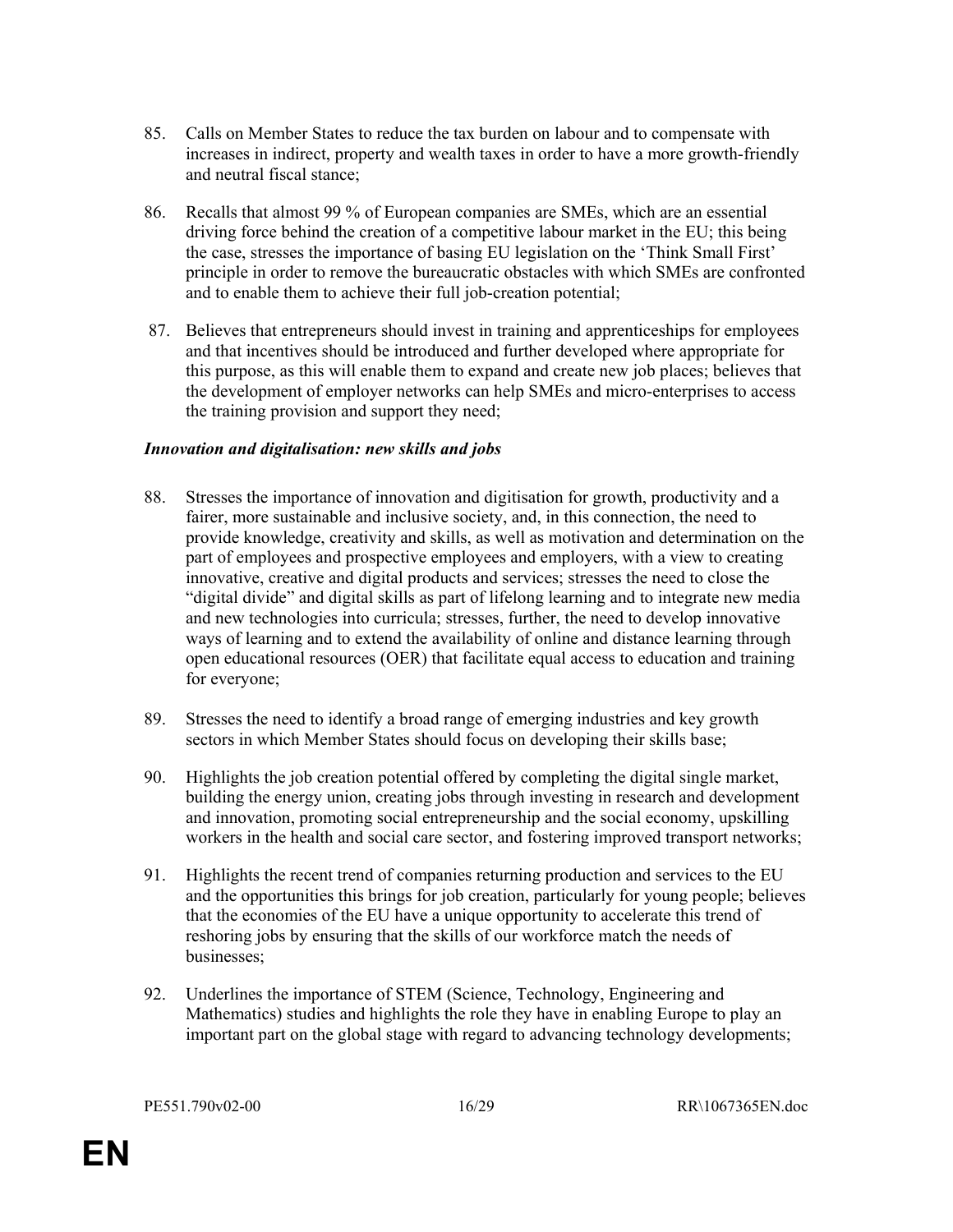85. Calls on Member States to reduce the tax burden on labour and to compensate with increases in indirect, property and wealth taxes in order to have a more growth-friendly and neutral fiscal stance;

86. Recalls that almost 99 % of European companies are SMEs, which are an essential driving force behind the creation of a competitive labour market in the EU; this being the case, stresses the importance of basing EU legislation on the 'Think Small First' principle in order to remove the bureaucratic obstacles with which SMEs are confronted and to enable them to achieve their full job-creation potential;

87. Believes that entrepreneurs should invest in training and apprenticeships for employees and that incentives should be introduced and further developed where appropriate for this purpose, as this will enable them to expand and create new job places; believes that the development of employer networks can help SMEs and micro-enterprises to access the training provision and support they need;

***Innovation and digitalisation: new skills and jobs***

88. Stresses the importance of innovation and digitisation for growth, productivity and a fairer, more sustainable and inclusive society, and, in this connection, the need to provide knowledge, creativity and skills, as well as motivation and determination on the part of employees and prospective employees and employers, with a view to creating innovative, creative and digital products and services; stresses the need to close the "digital divide" and digital skills as part of lifelong learning and to integrate new media and new technologies into curricula; stresses, further, the need to develop innovative ways of learning and to extend the availability of online and distance learning through open educational resources (OER) that facilitate equal access to education and training for everyone;

89. Stresses the need to identify a broad range of emerging industries and key growth sectors in which Member States should focus on developing their skills base;

90. Highlights the job creation potential offered by completing the digital single market, building the energy union, creating jobs through investing in research and development and innovation, promoting social entrepreneurship and the social economy, upskilling workers in the health and social care sector, and fostering improved transport networks;

91. Highlights the recent trend of companies returning production and services to the EU and the opportunities this brings for job creation, particularly for young people; believes that the economies of the EU have a unique opportunity to accelerate this trend of reshoring jobs by ensuring that the skills of our workforce match the needs of businesses;

92. Underlines the importance of STEM (Science, Technology, Engineering and Mathematics) studies and highlights the role they have in enabling Europe to play an important part on the global stage with regard to advancing technology developments;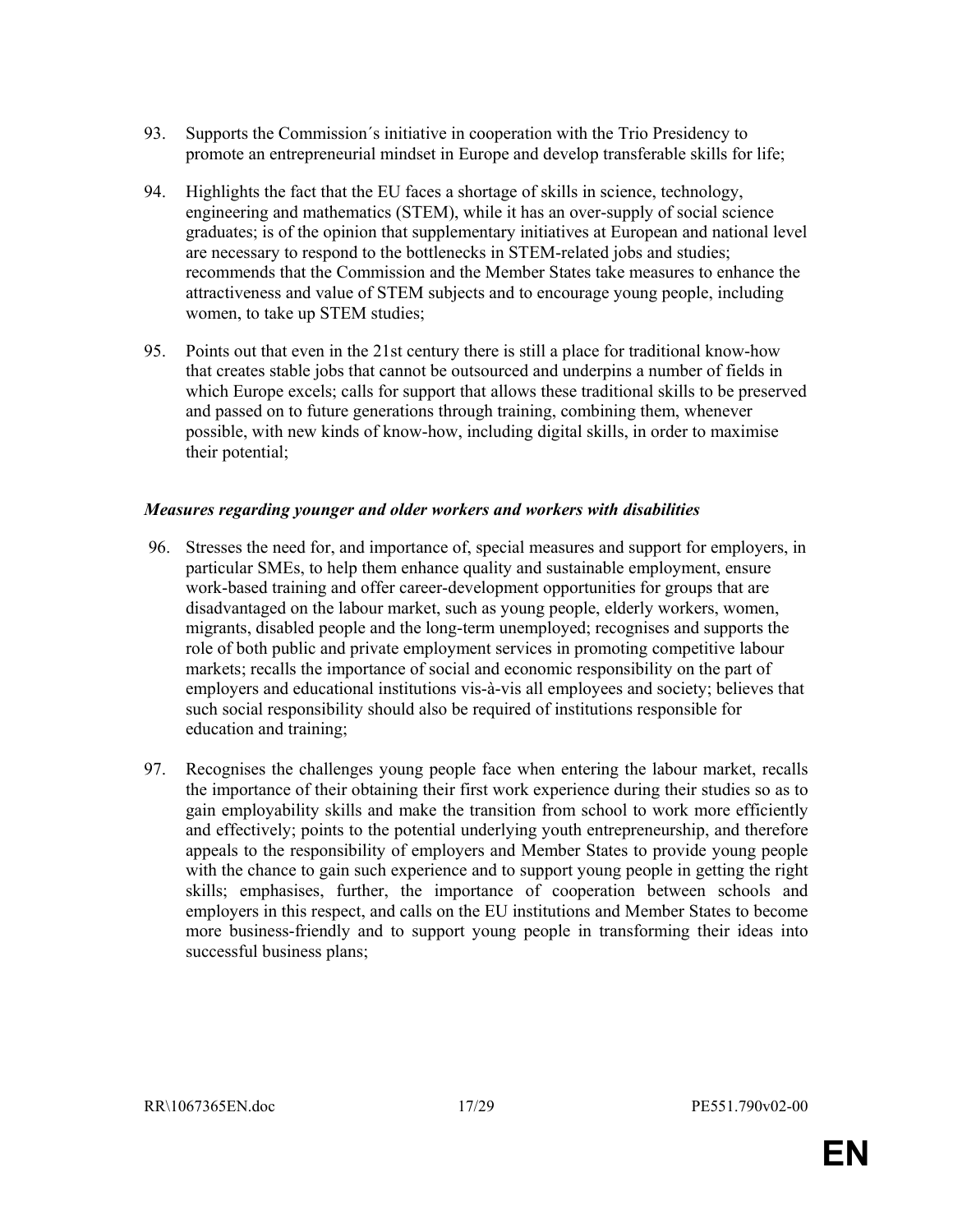93. Supports the Commission´s initiative in cooperation with the Trio Presidency to promote an entrepreneurial mindset in Europe and develop transferable skills for life;

94. Highlights the fact that the EU faces a shortage of skills in science, technology, engineering and mathematics (STEM), while it has an over-supply of social science graduates; is of the opinion that supplementary initiatives at European and national level are necessary to respond to the bottlenecks in STEM-related jobs and studies; recommends that the Commission and the Member States take measures to enhance the attractiveness and value of STEM subjects and to encourage young people, including women, to take up STEM studies;

95. Points out that even in the 21st century there is still a place for traditional know-how that creates stable jobs that cannot be outsourced and underpins a number of fields in which Europe excels; calls for support that allows these traditional skills to be preserved and passed on to future generations through training, combining them, whenever possible, with new kinds of know-how, including digital skills, in order to maximise their potential;

***Measures regarding younger and older workers and workers with disabilities***

96. Stresses the need for, and importance of, special measures and support for employers, in particular SMEs, to help them enhance quality and sustainable employment, ensure work-based training and offer career-development opportunities for groups that are disadvantaged on the labour market, such as young people, elderly workers, women, migrants, disabled people and the long-term unemployed; recognises and supports the role of both public and private employment services in promoting competitive labour markets; recalls the importance of social and economic responsibility on the part of employers and educational institutions vis-à-vis all employees and society; believes that such social responsibility should also be required of institutions responsible for education and training;

97. Recognises the challenges young people face when entering the labour market, recalls the importance of their obtaining their first work experience during their studies so as to gain employability skills and make the transition from school to work more efficiently and effectively; points to the potential underlying youth entrepreneurship, and therefore appeals to the responsibility of employers and Member States to provide young people with the chance to gain such experience and to support young people in getting the right skills; emphasises, further, the importance of cooperation between schools and employers in this respect, and calls on the EU institutions and Member States to become more business-friendly and to support young people in transforming their ideas into successful business plans;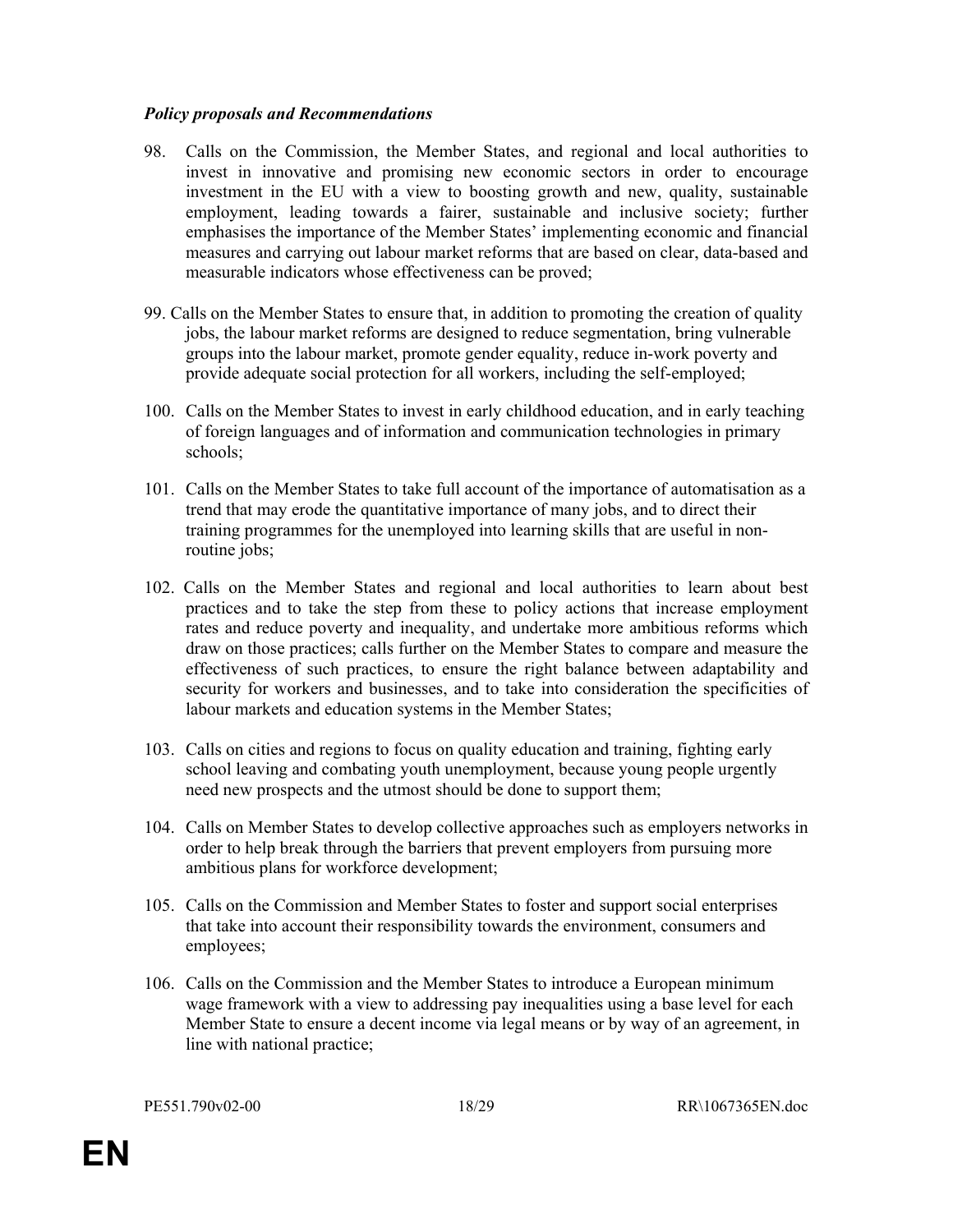***Policy proposals and Recommendations***

98. Calls on the Commission, the Member States, and regional and local authorities to invest in innovative and promising new economic sectors in order to encourage investment in the EU with a view to boosting growth and new, quality, sustainable employment, leading towards a fairer, sustainable and inclusive society; further emphasises the importance of the Member States' implementing economic and financial measures and carrying out labour market reforms that are based on clear, data-based and measurable indicators whose effectiveness can be proved;

99. Calls on the Member States to ensure that, in addition to promoting the creation of quality jobs, the labour market reforms are designed to reduce segmentation, bring vulnerable groups into the labour market, promote gender equality, reduce in-work poverty and provide adequate social protection for all workers, including the self-employed;

100. Calls on the Member States to invest in early childhood education, and in early teaching of foreign languages and of information and communication technologies in primary schools;

101. Calls on the Member States to take full account of the importance of automatisation as a trend that may erode the quantitative importance of many jobs, and to direct their training programmes for the unemployed into learning skills that are useful in non-routine jobs;

102. Calls on the Member States and regional and local authorities to learn about best practices and to take the step from these to policy actions that increase employment rates and reduce poverty and inequality, and undertake more ambitious reforms which draw on those practices; calls further on the Member States to compare and measure the effectiveness of such practices, to ensure the right balance between adaptability and security for workers and businesses, and to take into consideration the specificities of labour markets and education systems in the Member States;

103. Calls on cities and regions to focus on quality education and training, fighting early school leaving and combating youth unemployment, because young people urgently need new prospects and the utmost should be done to support them;

104. Calls on Member States to develop collective approaches such as employers networks in order to help break through the barriers that prevent employers from pursuing more ambitious plans for workforce development;

105. Calls on the Commission and Member States to foster and support social enterprises that take into account their responsibility towards the environment, consumers and employees;

106. Calls on the Commission and the Member States to introduce a European minimum wage framework with a view to addressing pay inequalities using a base level for each Member State to ensure a decent income via legal means or by way of an agreement, in line with national practice;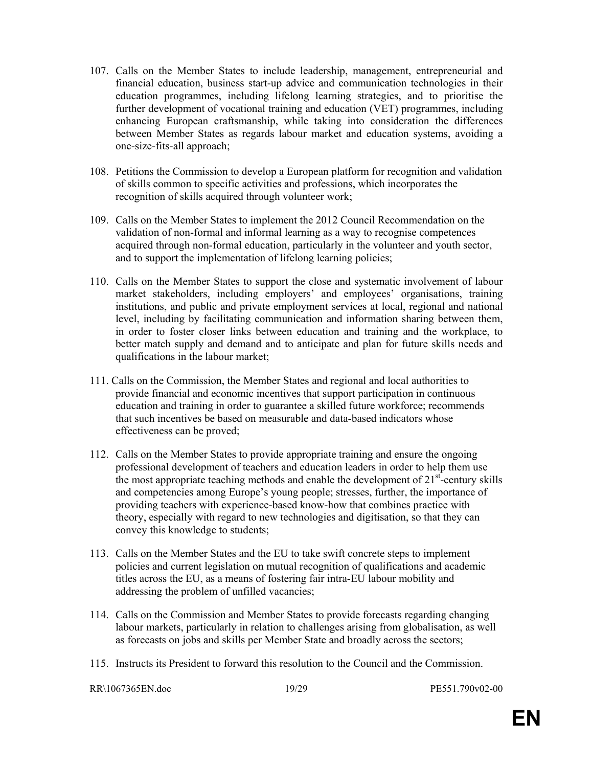107. Calls on the Member States to include leadership, management, entrepreneurial and financial education, business start-up advice and communication technologies in their education programmes, including lifelong learning strategies, and to prioritise the further development of vocational training and education (VET) programmes, including enhancing European craftsmanship, while taking into consideration the differences between Member States as regards labour market and education systems, avoiding a one-size-fits-all approach;

108. Petitions the Commission to develop a European platform for recognition and validation of skills common to specific activities and professions, which incorporates the recognition of skills acquired through volunteer work;

109. Calls on the Member States to implement the 2012 Council Recommendation on the validation of non-formal and informal learning as a way to recognise competences acquired through non-formal education, particularly in the volunteer and youth sector, and to support the implementation of lifelong learning policies;

110. Calls on the Member States to support the close and systematic involvement of labour market stakeholders, including employers' and employees' organisations, training institutions, and public and private employment services at local, regional and national level, including by facilitating communication and information sharing between them, in order to foster closer links between education and training and the workplace, to better match supply and demand and to anticipate and plan for future skills needs and qualifications in the labour market;

111. Calls on the Commission, the Member States and regional and local authorities to provide financial and economic incentives that support participation in continuous education and training in order to guarantee a skilled future workforce; recommends that such incentives be based on measurable and data-based indicators whose effectiveness can be proved;

112. Calls on the Member States to provide appropriate training and ensure the ongoing professional development of teachers and education leaders in order to help them use the most appropriate teaching methods and enable the development of 21st-century skills and competencies among Europe's young people; stresses, further, the importance of providing teachers with experience-based know-how that combines practice with theory, especially with regard to new technologies and digitisation, so that they can convey this knowledge to students;

113. Calls on the Member States and the EU to take swift concrete steps to implement policies and current legislation on mutual recognition of qualifications and academic titles across the EU, as a means of fostering fair intra-EU labour mobility and addressing the problem of unfilled vacancies;

114. Calls on the Commission and Member States to provide forecasts regarding changing labour markets, particularly in relation to challenges arising from globalisation, as well as forecasts on jobs and skills per Member State and broadly across the sectors;

115. Instructs its President to forward this resolution to the Council and the Commission.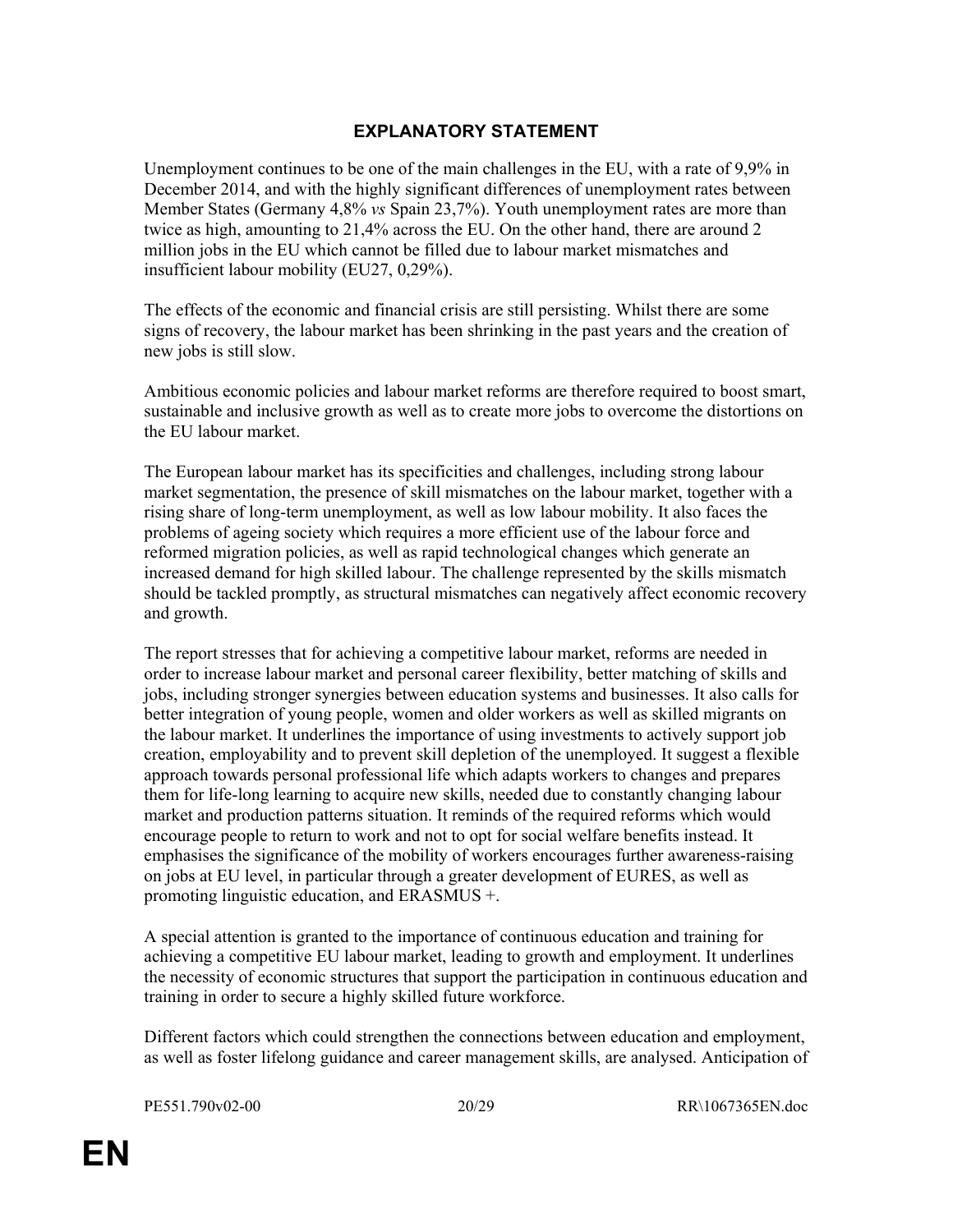## EXPLANATORY STATEMENT

Unemployment continues to be one of the main challenges in the EU, with a rate of 9,9% in December 2014, and with the highly significant differences of unemployment rates between Member States (Germany 4,8% *vs* Spain 23,7%). Youth unemployment rates are more than twice as high, amounting to 21,4% across the EU. On the other hand, there are around 2 million jobs in the EU which cannot be filled due to labour market mismatches and insufficient labour mobility (EU27, 0,29%).

The effects of the economic and financial crisis are still persisting. Whilst there are some signs of recovery, the labour market has been shrinking in the past years and the creation of new jobs is still slow.

Ambitious economic policies and labour market reforms are therefore required to boost smart, sustainable and inclusive growth as well as to create more jobs to overcome the distortions on the EU labour market.

The European labour market has its specificities and challenges, including strong labour market segmentation, the presence of skill mismatches on the labour market, together with a rising share of long-term unemployment, as well as low labour mobility. It also faces the problems of ageing society which requires a more efficient use of the labour force and reformed migration policies, as well as rapid technological changes which generate an increased demand for high skilled labour. The challenge represented by the skills mismatch should be tackled promptly, as structural mismatches can negatively affect economic recovery and growth.

The report stresses that for achieving a competitive labour market, reforms are needed in order to increase labour market and personal career flexibility, better matching of skills and jobs, including stronger synergies between education systems and businesses. It also calls for better integration of young people, women and older workers as well as skilled migrants on the labour market. It underlines the importance of using investments to actively support job creation, employability and to prevent skill depletion of the unemployed. It suggest a flexible approach towards personal professional life which adapts workers to changes and prepares them for life-long learning to acquire new skills, needed due to constantly changing labour market and production patterns situation. It reminds of the required reforms which would encourage people to return to work and not to opt for social welfare benefits instead. It emphasises the significance of the mobility of workers encourages further awareness-raising on jobs at EU level, in particular through a greater development of EURES, as well as promoting linguistic education, and ERASMUS +.

A special attention is granted to the importance of continuous education and training for achieving a competitive EU labour market, leading to growth and employment. It underlines the necessity of economic structures that support the participation in continuous education and training in order to secure a highly skilled future workforce.

Different factors which could strengthen the connections between education and employment, as well as foster lifelong guidance and career management skills, are analysed. Anticipation of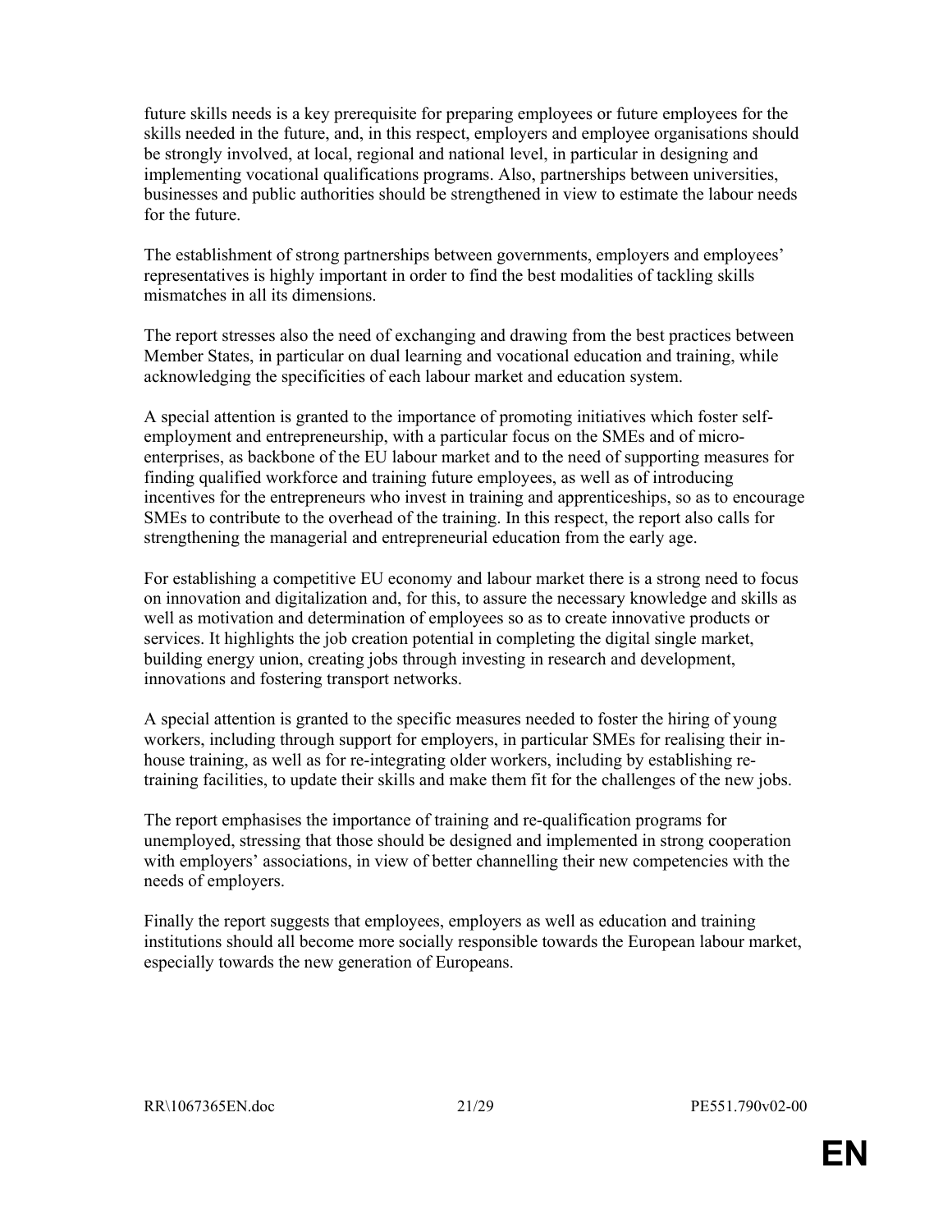future skills needs is a key prerequisite for preparing employees or future employees for the skills needed in the future, and, in this respect, employers and employee organisations should be strongly involved, at local, regional and national level, in particular in designing and implementing vocational qualifications programs. Also, partnerships between universities, businesses and public authorities should be strengthened in view to estimate the labour needs for the future.

The establishment of strong partnerships between governments, employers and employees' representatives is highly important in order to find the best modalities of tackling skills mismatches in all its dimensions.

The report stresses also the need of exchanging and drawing from the best practices between Member States, in particular on dual learning and vocational education and training, while acknowledging the specificities of each labour market and education system.

A special attention is granted to the importance of promoting initiatives which foster self-employment and entrepreneurship, with a particular focus on the SMEs and of micro-enterprises, as backbone of the EU labour market and to the need of supporting measures for finding qualified workforce and training future employees, as well as of introducing incentives for the entrepreneurs who invest in training and apprenticeships, so as to encourage SMEs to contribute to the overhead of the training. In this respect, the report also calls for strengthening the managerial and entrepreneurial education from the early age.

For establishing a competitive EU economy and labour market there is a strong need to focus on innovation and digitalization and, for this, to assure the necessary knowledge and skills as well as motivation and determination of employees so as to create innovative products or services. It highlights the job creation potential in completing the digital single market, building energy union, creating jobs through investing in research and development, innovations and fostering transport networks.

A special attention is granted to the specific measures needed to foster the hiring of young workers, including through support for employers, in particular SMEs for realising their in-house training, as well as for re-integrating older workers, including by establishing re-training facilities, to update their skills and make them fit for the challenges of the new jobs.

The report emphasises the importance of training and re-qualification programs for unemployed, stressing that those should be designed and implemented in strong cooperation with employers' associations, in view of better channelling their new competencies with the needs of employers.

Finally the report suggests that employees, employers as well as education and training institutions should all become more socially responsible towards the European labour market, especially towards the new generation of Europeans.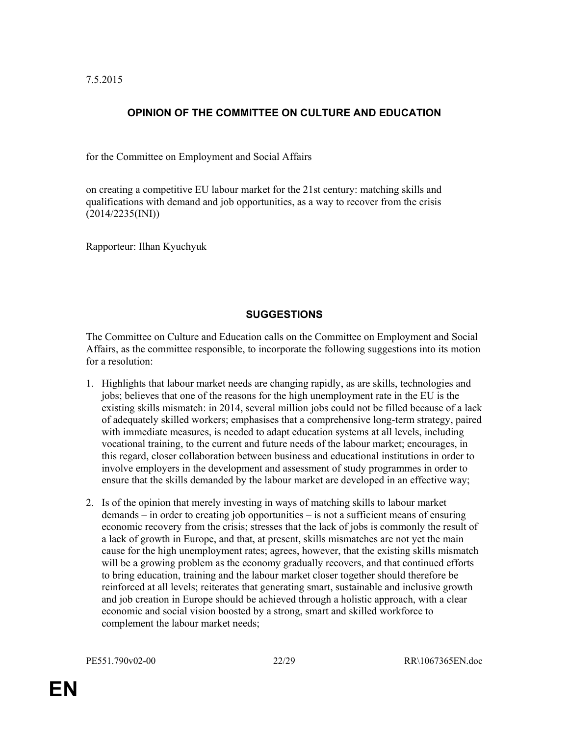7.5.2015

## OPINION OF THE COMMITTEE ON CULTURE AND EDUCATION

for the Committee on Employment and Social Affairs

on creating a competitive EU labour market for the 21st century: matching skills and qualifications with demand and job opportunities, as a way to recover from the crisis (2014/2235(INI))

Rapporteur: Ilhan Kyuchyuk

## SUGGESTIONS

The Committee on Culture and Education calls on the Committee on Employment and Social Affairs, as the committee responsible, to incorporate the following suggestions into its motion for a resolution:

1. Highlights that labour market needs are changing rapidly, as are skills, technologies and jobs; believes that one of the reasons for the high unemployment rate in the EU is the existing skills mismatch: in 2014, several million jobs could not be filled because of a lack of adequately skilled workers; emphasises that a comprehensive long-term strategy, paired with immediate measures, is needed to adapt education systems at all levels, including vocational training, to the current and future needs of the labour market; encourages, in this regard, closer collaboration between business and educational institutions in order to involve employers in the development and assessment of study programmes in order to ensure that the skills demanded by the labour market are developed in an effective way;

2. Is of the opinion that merely investing in ways of matching skills to labour market demands – in order to creating job opportunities – is not a sufficient means of ensuring economic recovery from the crisis; stresses that the lack of jobs is commonly the result of a lack of growth in Europe, and that, at present, skills mismatches are not yet the main cause for the high unemployment rates; agrees, however, that the existing skills mismatch will be a growing problem as the economy gradually recovers, and that continued efforts to bring education, training and the labour market closer together should therefore be reinforced at all levels; reiterates that generating smart, sustainable and inclusive growth and job creation in Europe should be achieved through a holistic approach, with a clear economic and social vision boosted by a strong, smart and skilled workforce to complement the labour market needs;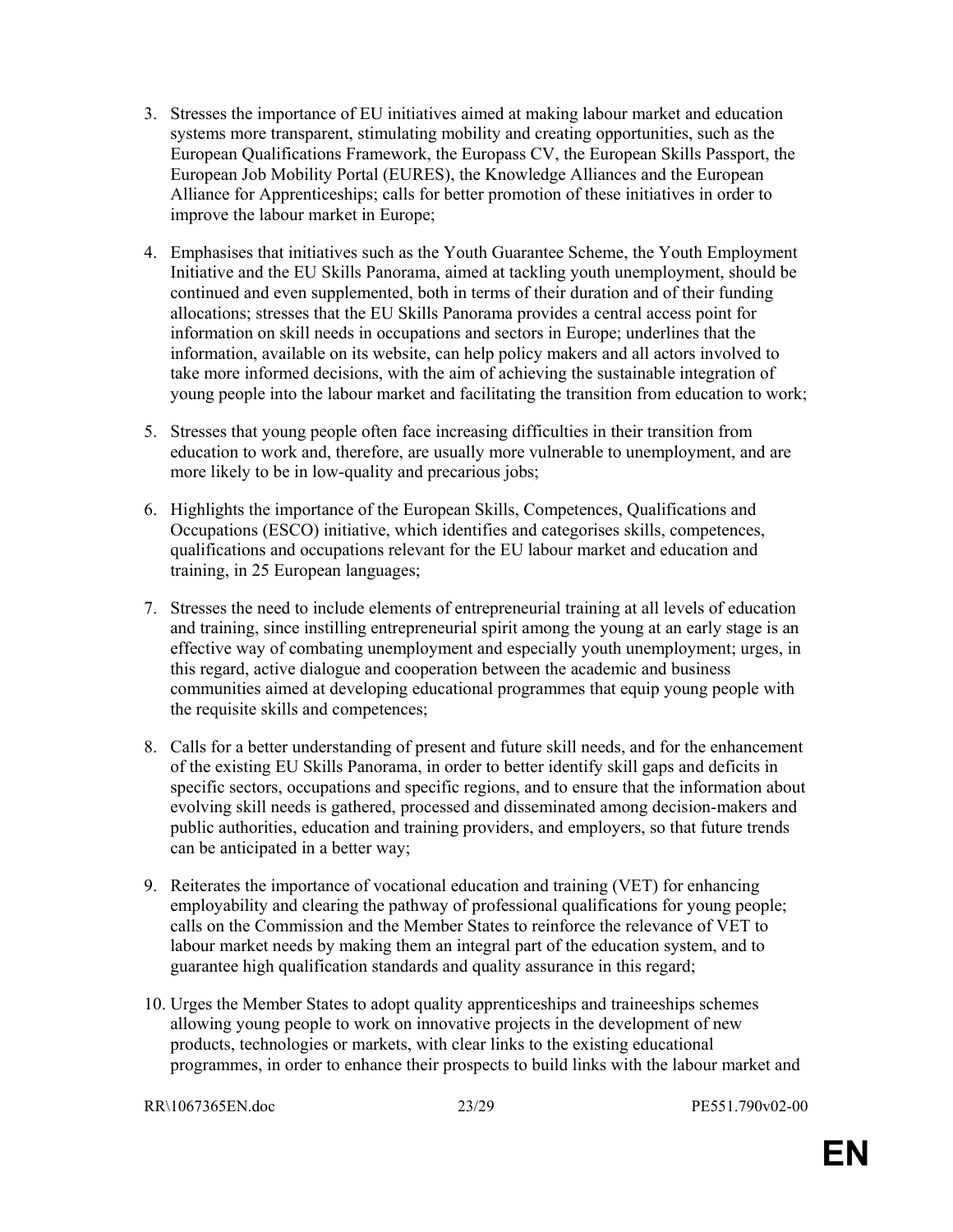3. Stresses the importance of EU initiatives aimed at making labour market and education systems more transparent, stimulating mobility and creating opportunities, such as the European Qualifications Framework, the Europass CV, the European Skills Passport, the European Job Mobility Portal (EURES), the Knowledge Alliances and the European Alliance for Apprenticeships; calls for better promotion of these initiatives in order to improve the labour market in Europe;

4. Emphasises that initiatives such as the Youth Guarantee Scheme, the Youth Employment Initiative and the EU Skills Panorama, aimed at tackling youth unemployment, should be continued and even supplemented, both in terms of their duration and of their funding allocations; stresses that the EU Skills Panorama provides a central access point for information on skill needs in occupations and sectors in Europe; underlines that the information, available on its website, can help policy makers and all actors involved to take more informed decisions, with the aim of achieving the sustainable integration of young people into the labour market and facilitating the transition from education to work;

5. Stresses that young people often face increasing difficulties in their transition from education to work and, therefore, are usually more vulnerable to unemployment, and are more likely to be in low-quality and precarious jobs;

6. Highlights the importance of the European Skills, Competences, Qualifications and Occupations (ESCO) initiative, which identifies and categorises skills, competences, qualifications and occupations relevant for the EU labour market and education and training, in 25 European languages;

7. Stresses the need to include elements of entrepreneurial training at all levels of education and training, since instilling entrepreneurial spirit among the young at an early stage is an effective way of combating unemployment and especially youth unemployment; urges, in this regard, active dialogue and cooperation between the academic and business communities aimed at developing educational programmes that equip young people with the requisite skills and competences;

8. Calls for a better understanding of present and future skill needs, and for the enhancement of the existing EU Skills Panorama, in order to better identify skill gaps and deficits in specific sectors, occupations and specific regions, and to ensure that the information about evolving skill needs is gathered, processed and disseminated among decision-makers and public authorities, education and training providers, and employers, so that future trends can be anticipated in a better way;

9. Reiterates the importance of vocational education and training (VET) for enhancing employability and clearing the pathway of professional qualifications for young people; calls on the Commission and the Member States to reinforce the relevance of VET to labour market needs by making them an integral part of the education system, and to guarantee high qualification standards and quality assurance in this regard;

10. Urges the Member States to adopt quality apprenticeships and traineeships schemes allowing young people to work on innovative projects in the development of new products, technologies or markets, with clear links to the existing educational programmes, in order to enhance their prospects to build links with the labour market and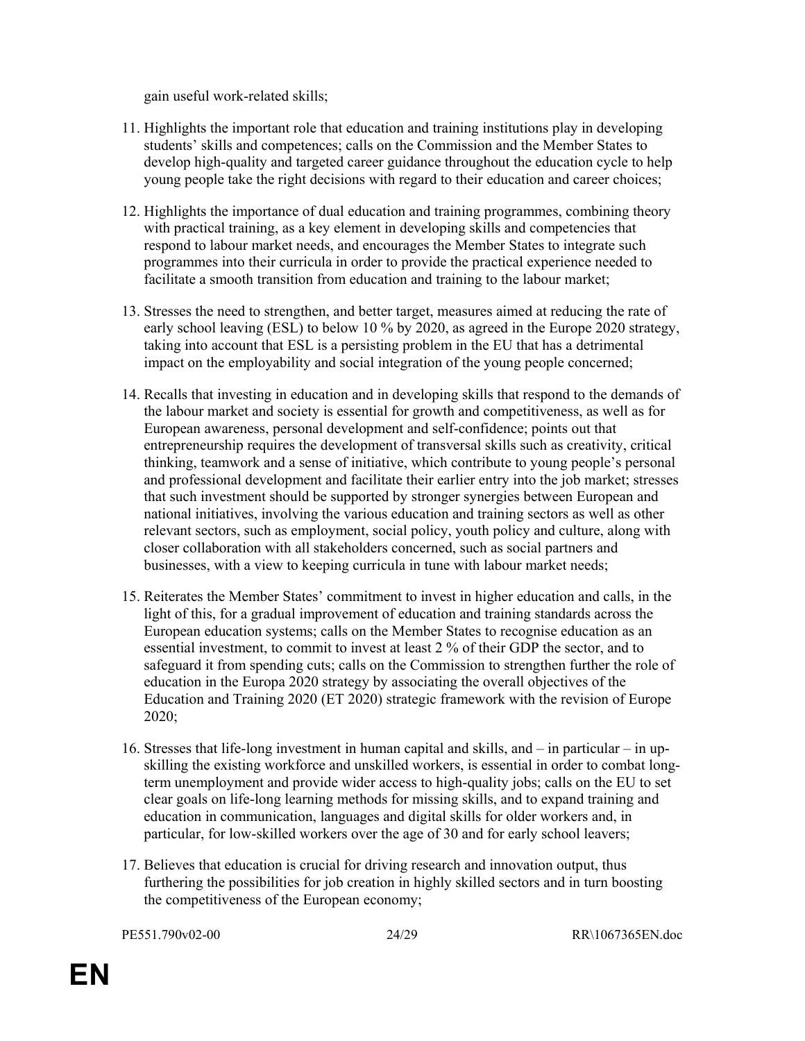gain useful work-related skills;

11. Highlights the important role that education and training institutions play in developing students' skills and competences; calls on the Commission and the Member States to develop high-quality and targeted career guidance throughout the education cycle to help young people take the right decisions with regard to their education and career choices;

12. Highlights the importance of dual education and training programmes, combining theory with practical training, as a key element in developing skills and competencies that respond to labour market needs, and encourages the Member States to integrate such programmes into their curricula in order to provide the practical experience needed to facilitate a smooth transition from education and training to the labour market;

13. Stresses the need to strengthen, and better target, measures aimed at reducing the rate of early school leaving (ESL) to below 10 % by 2020, as agreed in the Europe 2020 strategy, taking into account that ESL is a persisting problem in the EU that has a detrimental impact on the employability and social integration of the young people concerned;

14. Recalls that investing in education and in developing skills that respond to the demands of the labour market and society is essential for growth and competitiveness, as well as for European awareness, personal development and self-confidence; points out that entrepreneurship requires the development of transversal skills such as creativity, critical thinking, teamwork and a sense of initiative, which contribute to young people's personal and professional development and facilitate their earlier entry into the job market; stresses that such investment should be supported by stronger synergies between European and national initiatives, involving the various education and training sectors as well as other relevant sectors, such as employment, social policy, youth policy and culture, along with closer collaboration with all stakeholders concerned, such as social partners and businesses, with a view to keeping curricula in tune with labour market needs;

15. Reiterates the Member States' commitment to invest in higher education and calls, in the light of this, for a gradual improvement of education and training standards across the European education systems; calls on the Member States to recognise education as an essential investment, to commit to invest at least 2 % of their GDP the sector, and to safeguard it from spending cuts; calls on the Commission to strengthen further the role of education in the Europa 2020 strategy by associating the overall objectives of the Education and Training 2020 (ET 2020) strategic framework with the revision of Europe 2020;

16. Stresses that life-long investment in human capital and skills, and – in particular – in up-skilling the existing workforce and unskilled workers, is essential in order to combat long-term unemployment and provide wider access to high-quality jobs; calls on the EU to set clear goals on life-long learning methods for missing skills, and to expand training and education in communication, languages and digital skills for older workers and, in particular, for low-skilled workers over the age of 30 and for early school leavers;

17. Believes that education is crucial for driving research and innovation output, thus furthering the possibilities for job creation in highly skilled sectors and in turn boosting the competitiveness of the European economy;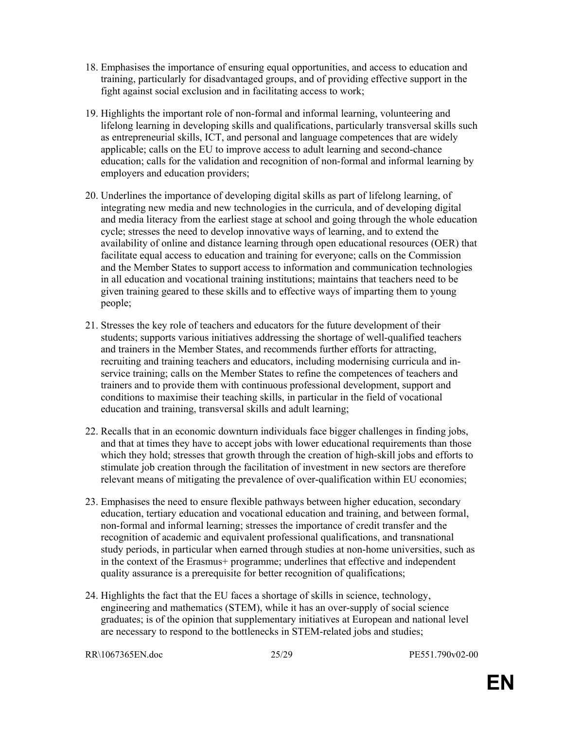18. Emphasises the importance of ensuring equal opportunities, and access to education and training, particularly for disadvantaged groups, and of providing effective support in the fight against social exclusion and in facilitating access to work;

19. Highlights the important role of non-formal and informal learning, volunteering and lifelong learning in developing skills and qualifications, particularly transversal skills such as entrepreneurial skills, ICT, and personal and language competences that are widely applicable; calls on the EU to improve access to adult learning and second-chance education; calls for the validation and recognition of non-formal and informal learning by employers and education providers;

20. Underlines the importance of developing digital skills as part of lifelong learning, of integrating new media and new technologies in the curricula, and of developing digital and media literacy from the earliest stage at school and going through the whole education cycle; stresses the need to develop innovative ways of learning, and to extend the availability of online and distance learning through open educational resources (OER) that facilitate equal access to education and training for everyone; calls on the Commission and the Member States to support access to information and communication technologies in all education and vocational training institutions; maintains that teachers need to be given training geared to these skills and to effective ways of imparting them to young people;

21. Stresses the key role of teachers and educators for the future development of their students; supports various initiatives addressing the shortage of well-qualified teachers and trainers in the Member States, and recommends further efforts for attracting, recruiting and training teachers and educators, including modernising curricula and in-service training; calls on the Member States to refine the competences of teachers and trainers and to provide them with continuous professional development, support and conditions to maximise their teaching skills, in particular in the field of vocational education and training, transversal skills and adult learning;

22. Recalls that in an economic downturn individuals face bigger challenges in finding jobs, and that at times they have to accept jobs with lower educational requirements than those which they hold; stresses that growth through the creation of high-skill jobs and efforts to stimulate job creation through the facilitation of investment in new sectors are therefore relevant means of mitigating the prevalence of over-qualification within EU economies;

23. Emphasises the need to ensure flexible pathways between higher education, secondary education, tertiary education and vocational education and training, and between formal, non-formal and informal learning; stresses the importance of credit transfer and the recognition of academic and equivalent professional qualifications, and transnational study periods, in particular when earned through studies at non-home universities, such as in the context of the Erasmus+ programme; underlines that effective and independent quality assurance is a prerequisite for better recognition of qualifications;

24. Highlights the fact that the EU faces a shortage of skills in science, technology, engineering and mathematics (STEM), while it has an over-supply of social science graduates; is of the opinion that supplementary initiatives at European and national level are necessary to respond to the bottlenecks in STEM-related jobs and studies;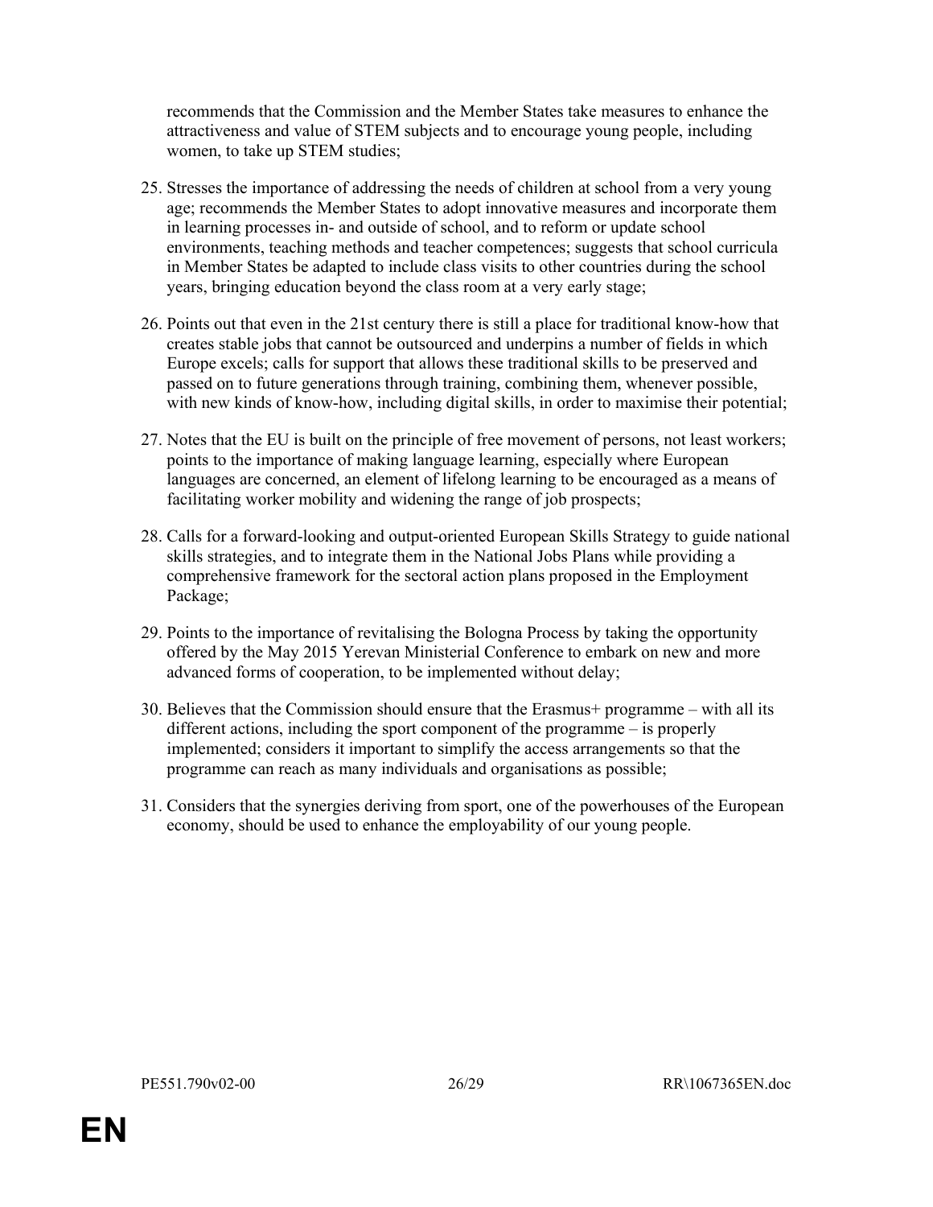recommends that the Commission and the Member States take measures to enhance the attractiveness and value of STEM subjects and to encourage young people, including women, to take up STEM studies;

25. Stresses the importance of addressing the needs of children at school from a very young age; recommends the Member States to adopt innovative measures and incorporate them in learning processes in- and outside of school, and to reform or update school environments, teaching methods and teacher competences; suggests that school curricula in Member States be adapted to include class visits to other countries during the school years, bringing education beyond the class room at a very early stage;

26. Points out that even in the 21st century there is still a place for traditional know-how that creates stable jobs that cannot be outsourced and underpins a number of fields in which Europe excels; calls for support that allows these traditional skills to be preserved and passed on to future generations through training, combining them, whenever possible, with new kinds of know-how, including digital skills, in order to maximise their potential;

27. Notes that the EU is built on the principle of free movement of persons, not least workers; points to the importance of making language learning, especially where European languages are concerned, an element of lifelong learning to be encouraged as a means of facilitating worker mobility and widening the range of job prospects;

28. Calls for a forward-looking and output-oriented European Skills Strategy to guide national skills strategies, and to integrate them in the National Jobs Plans while providing a comprehensive framework for the sectoral action plans proposed in the Employment Package;

29. Points to the importance of revitalising the Bologna Process by taking the opportunity offered by the May 2015 Yerevan Ministerial Conference to embark on new and more advanced forms of cooperation, to be implemented without delay;

30. Believes that the Commission should ensure that the Erasmus+ programme – with all its different actions, including the sport component of the programme – is properly implemented; considers it important to simplify the access arrangements so that the programme can reach as many individuals and organisations as possible;

31. Considers that the synergies deriving from sport, one of the powerhouses of the European economy, should be used to enhance the employability of our young people.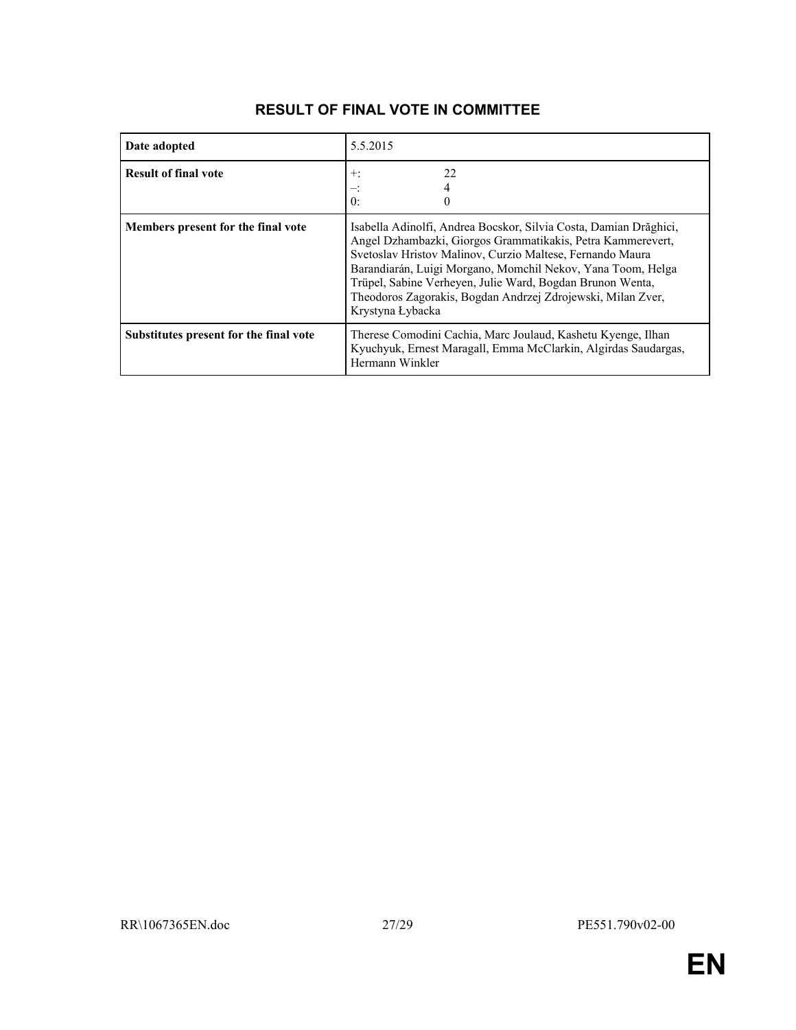## RESULT OF FINAL VOTE IN COMMITTEE

| | |
|---|---|
| **Date adopted** | 5.5.2015 |
| **Result of final vote** | +: 22<br>–: 4<br>0: 0 |
| **Members present for the final vote** | Isabella Adinolfi, Andrea Bocskor, Silvia Costa, Damian Drăghici, Angel Dzhambazki, Giorgos Grammatikakis, Petra Kammerevert, Svetoslav Hristov Malinov, Curzio Maltese, Fernando Maura Barandiarán, Luigi Morgano, Momchil Nekov, Yana Toom, Helga Trüpel, Sabine Verheyen, Julie Ward, Bogdan Brunon Wenta, Theodoros Zagorakis, Bogdan Andrzej Zdrojewski, Milan Zver, Krystyna Łybacka |
| **Substitutes present for the final vote** | Therese Comodini Cachia, Marc Joulaud, Kashetu Kyenge, Ilhan Kyuchyuk, Ernest Maragall, Emma McClarkin, Algirdas Saudargas, Hermann Winkler |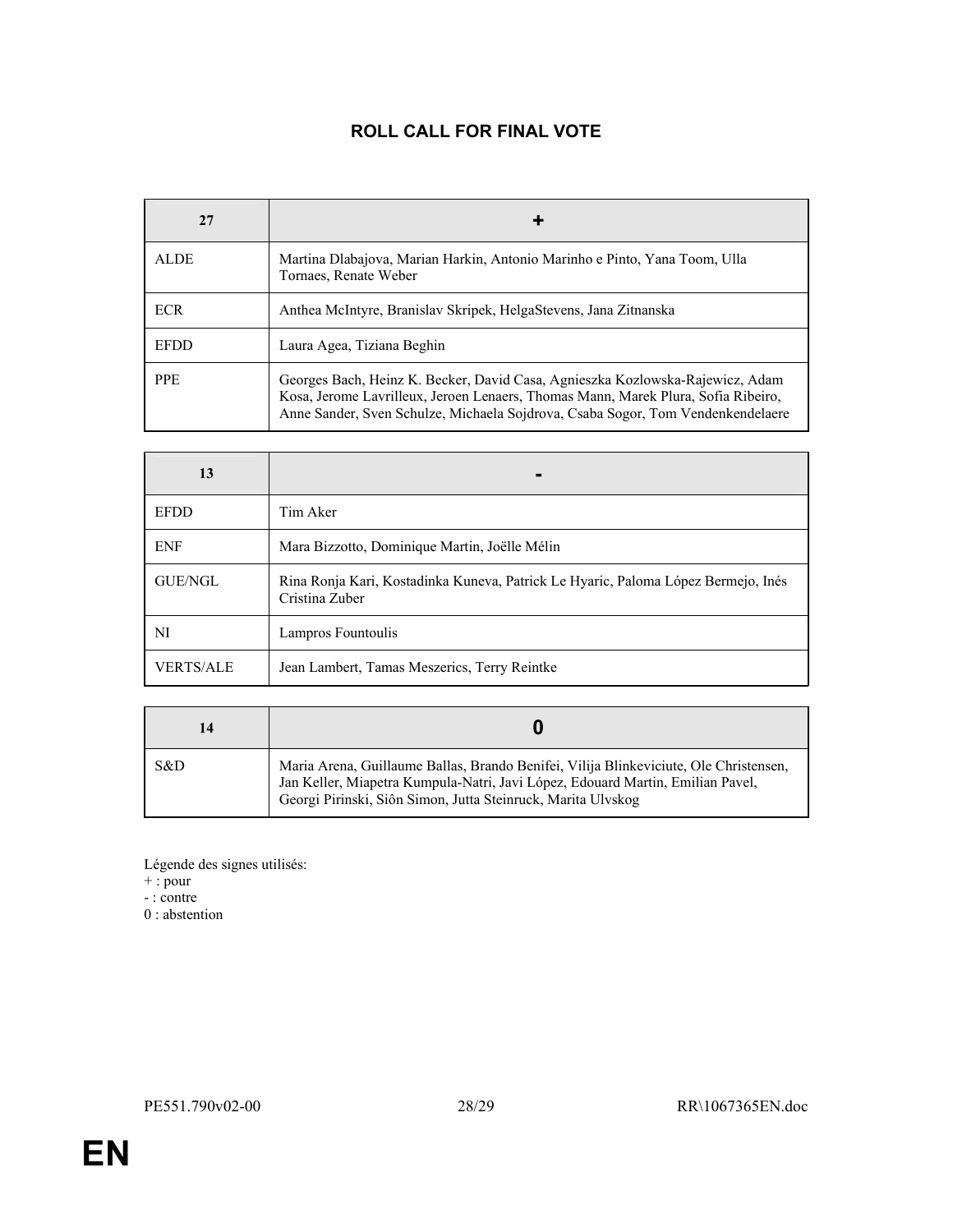## ROLL CALL FOR FINAL VOTE

| 27 | + |
| --- | --- |
| ALDE | Martina Dlabajova, Marian Harkin, Antonio Marinho e Pinto, Yana Toom, Ulla Tornaes, Renate Weber |
| ECR | Anthea McIntyre, Branislav Skripek, HelgaStevens, Jana Zitnanska |
| EFDD | Laura Agea, Tiziana Beghin |
| PPE | Georges Bach, Heinz K. Becker, David Casa, Agnieszka Kozlowska-Rajewicz, Adam Kosa, Jerome Lavrilleux, Jeroen Lenaers, Thomas Mann, Marek Plura, Sofia Ribeiro, Anne Sander, Sven Schulze, Michaela Sojdrova, Csaba Sogor, Tom Vendenkendelaere |

| 13 | - |
| --- | --- |
| EFDD | Tim Aker |
| ENF | Mara Bizzotto, Dominique Martin, Joëlle Mélin |
| GUE/NGL | Rina Ronja Kari, Kostadinka Kuneva, Patrick Le Hyaric, Paloma López Bermejo, Inés Cristina Zuber |
| NI | Lampros Fountoulis |
| VERTS/ALE | Jean Lambert, Tamas Meszerics, Terry Reintke |

| 14 | 0 |
| --- | --- |
| S&D | Maria Arena, Guillaume Ballas, Brando Benifei, Vilija Blinkeviciute, Ole Christensen, Jan Keller, Miapetra Kumpula-Natri, Javi López, Edouard Martin, Emilian Pavel, Georgi Pirinski, Siôn Simon, Jutta Steinruck, Marita Ulvskog |

Légende des signes utilisés:
+ : pour
- : contre
0 : abstention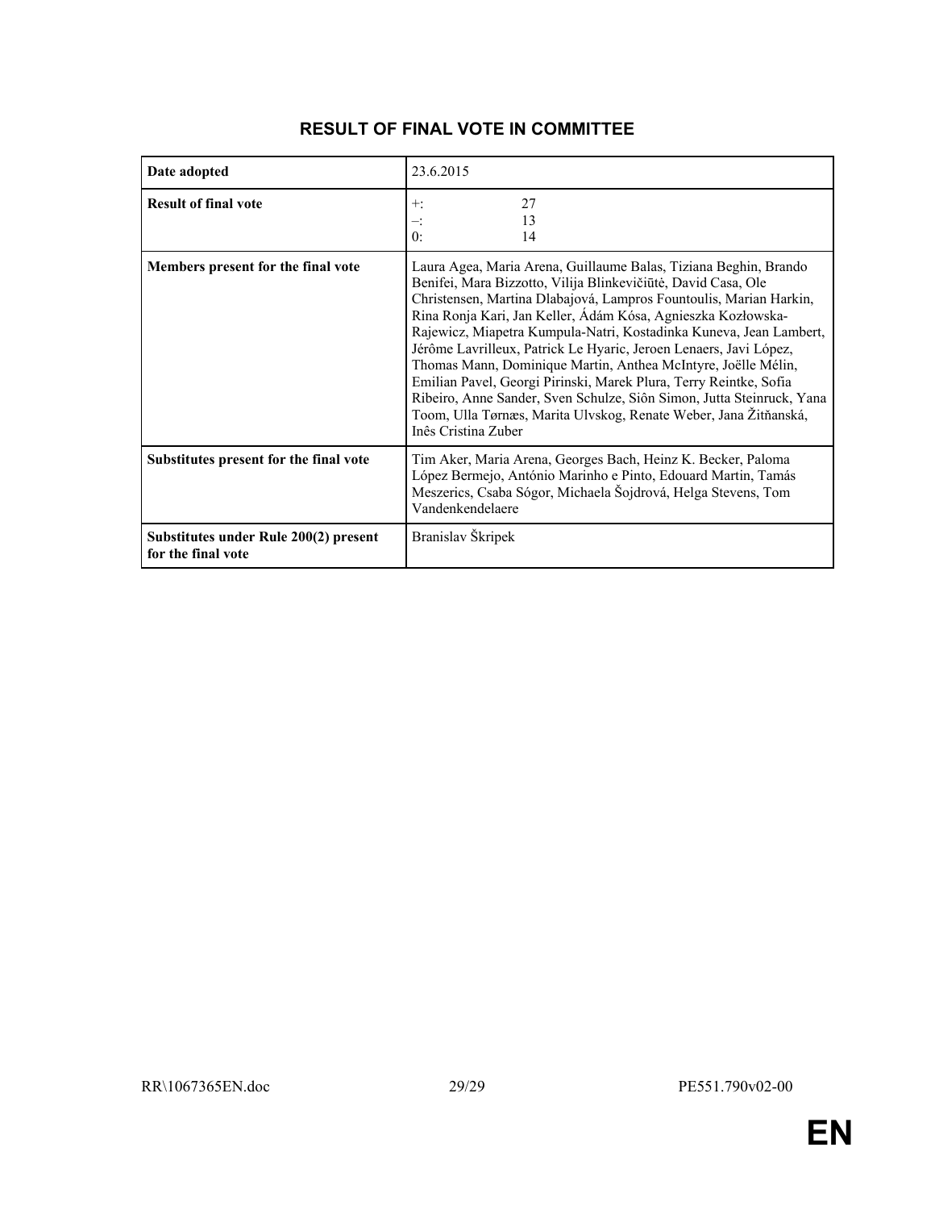## RESULT OF FINAL VOTE IN COMMITTEE

| | |
|---|---|
| **Date adopted** | 23.6.2015 |
| **Result of final vote** | +: 27<br>–: 13<br>0: 14 |
| **Members present for the final vote** | Laura Agea, Maria Arena, Guillaume Balas, Tiziana Beghin, Brando Benifei, Mara Bizzotto, Vilija Blinkevičiūtė, David Casa, Ole Christensen, Martina Dlabajová, Lampros Fountoulis, Marian Harkin, Rina Ronja Kari, Jan Keller, Ádám Kósa, Agnieszka Kozłowska-Rajewicz, Miapetra Kumpula-Natri, Kostadinka Kuneva, Jean Lambert, Jérôme Lavrilleux, Patrick Le Hyaric, Jeroen Lenaers, Javi López, Thomas Mann, Dominique Martin, Anthea McIntyre, Joëlle Mélin, Emilian Pavel, Georgi Pirinski, Marek Plura, Terry Reintke, Sofia Ribeiro, Anne Sander, Sven Schulze, Siôn Simon, Jutta Steinruck, Yana Toom, Ulla Tørnæs, Marita Ulvskog, Renate Weber, Jana Žitňanská, Inês Cristina Zuber |
| **Substitutes present for the final vote** | Tim Aker, Maria Arena, Georges Bach, Heinz K. Becker, Paloma López Bermejo, António Marinho e Pinto, Edouard Martin, Tamás Meszerics, Csaba Sógor, Michaela Šojdrová, Helga Stevens, Tom Vandenkendelaere |
| **Substitutes under Rule 200(2) present for the final vote** | Branislav Škripek |